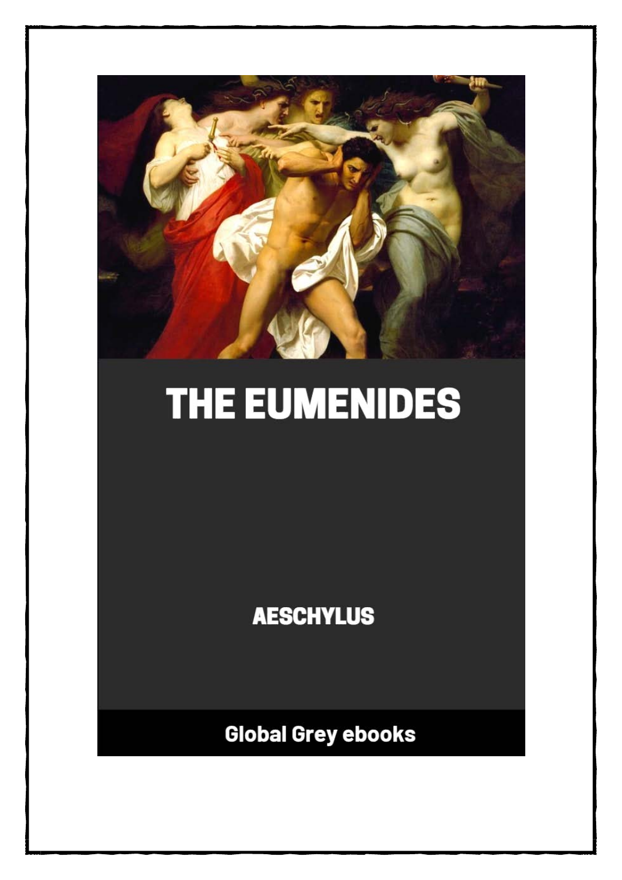# THE EUMENIDES

AESCHYLUS

Global Grey ebooks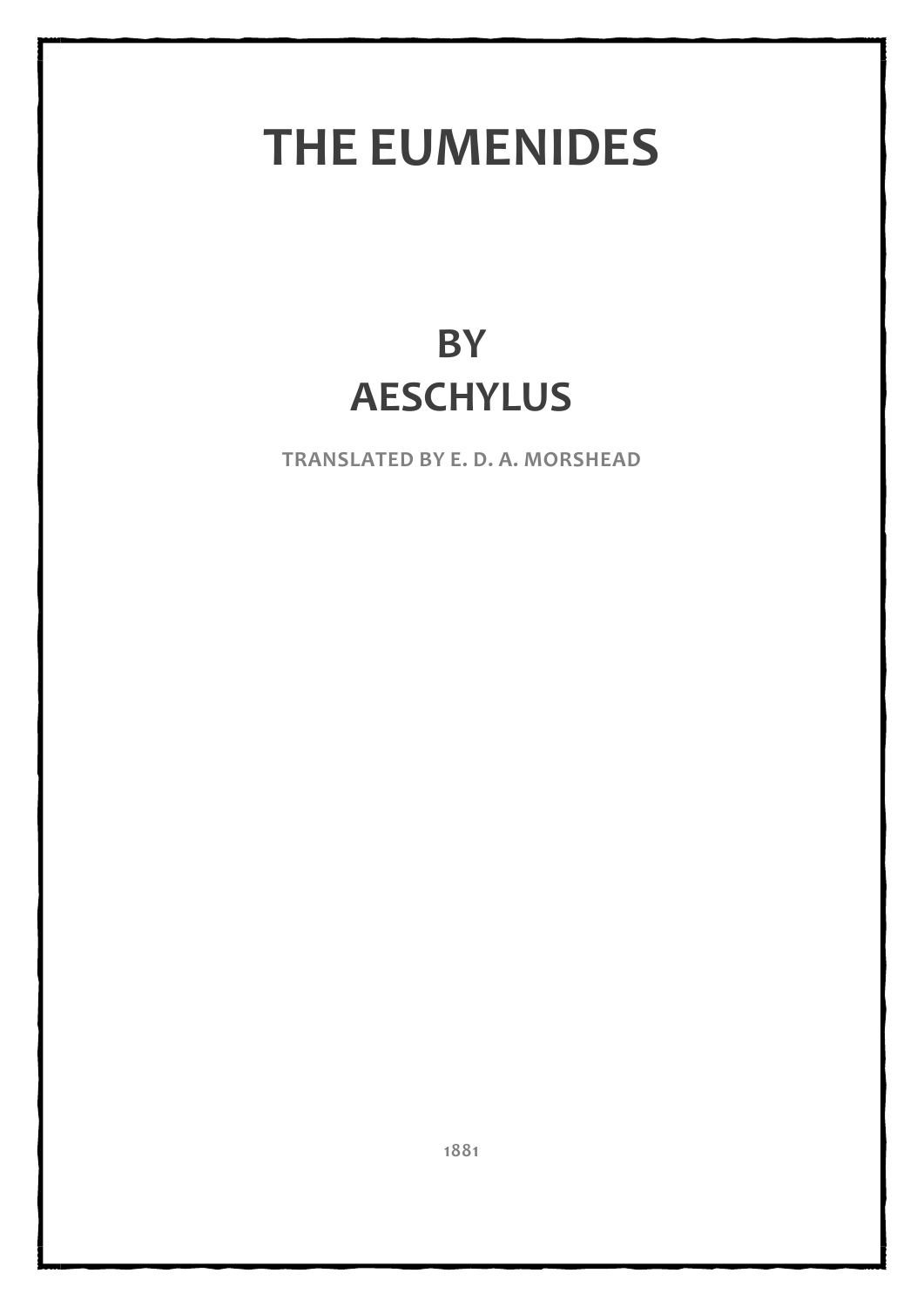# THE EUMENIDES

## BY
## AESCHYLUS

TRANSLATED BY E. D. A. MORSHEAD

1881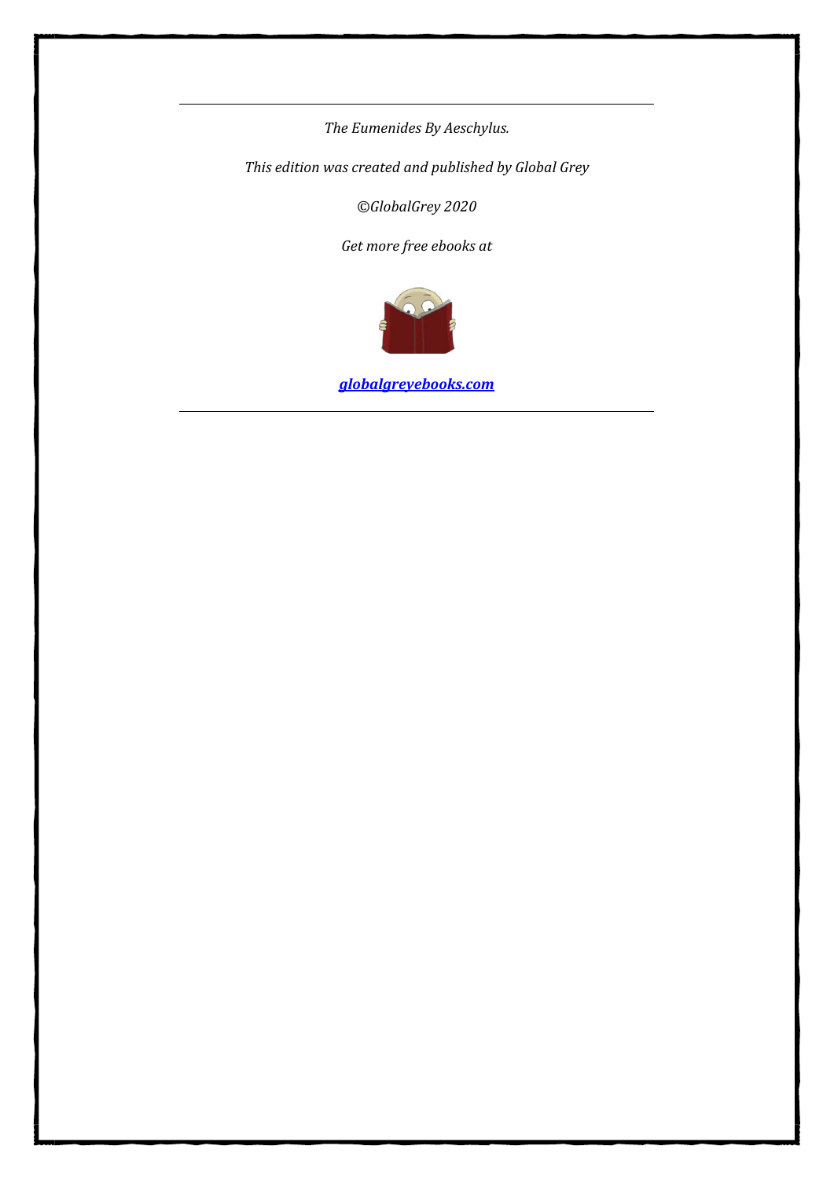*The Eumenides By Aeschylus.*

*This edition was created and published by Global Grey*

*©GlobalGrey 2020*

*Get more free ebooks at*

***globalgreyebooks.com***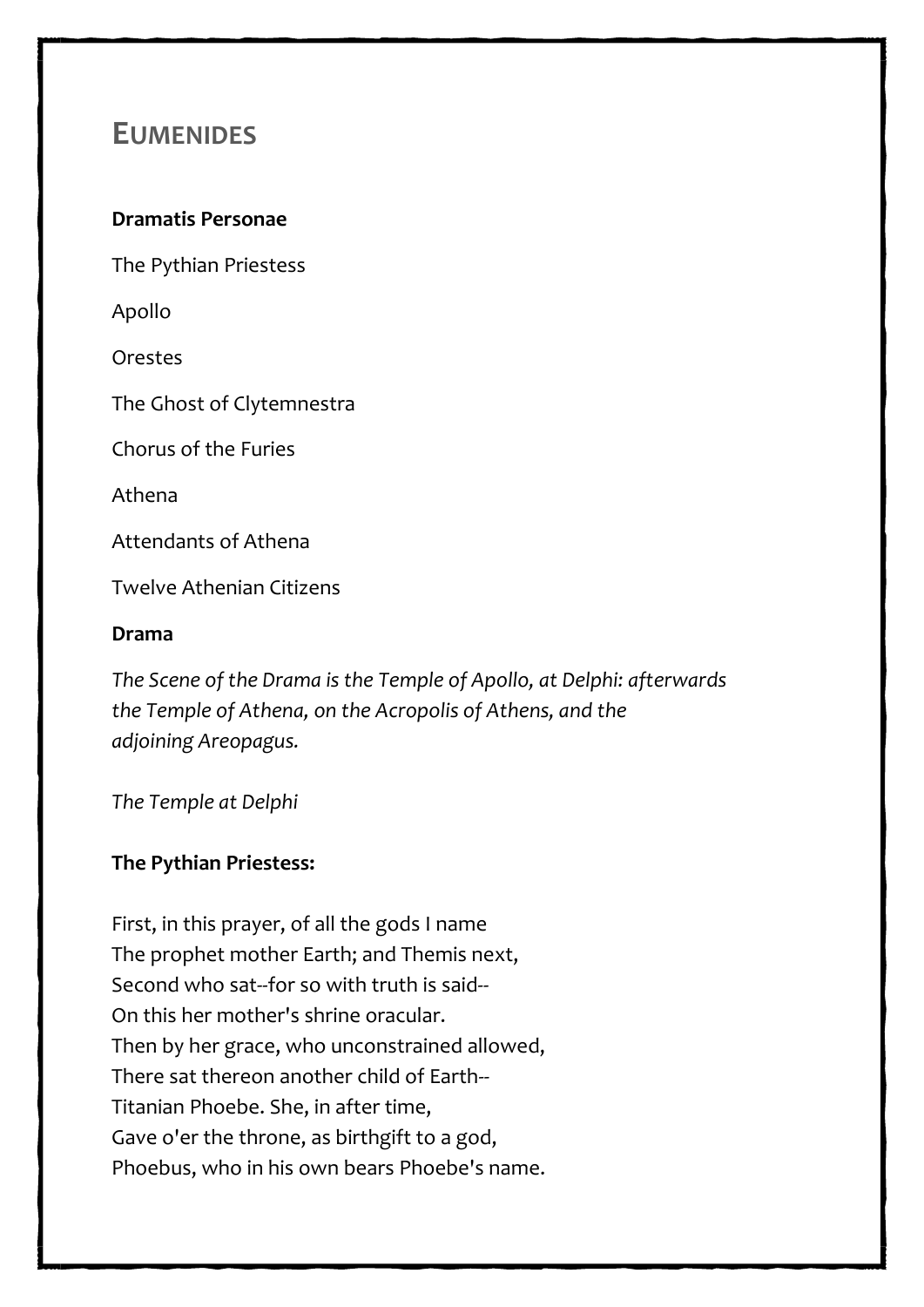# EUMENIDES

**Dramatis Personae**

The Pythian Priestess

Apollo

Orestes

The Ghost of Clytemnestra

Chorus of the Furies

Athena

Attendants of Athena

Twelve Athenian Citizens

**Drama**

*The Scene of the Drama is the Temple of Apollo, at Delphi: afterwards the Temple of Athena, on the Acropolis of Athens, and the adjoining Areopagus.*

*The Temple at Delphi*

**The Pythian Priestess:**

First, in this prayer, of all the gods I name  
The prophet mother Earth; and Themis next,  
Second who sat--for so with truth is said--  
On this her mother's shrine oracular.  
Then by her grace, who unconstrained allowed,  
There sat thereon another child of Earth--  
Titanian Phoebe. She, in after time,  
Gave o'er the throne, as birthgift to a god,  
Phoebus, who in his own bears Phoebe's name.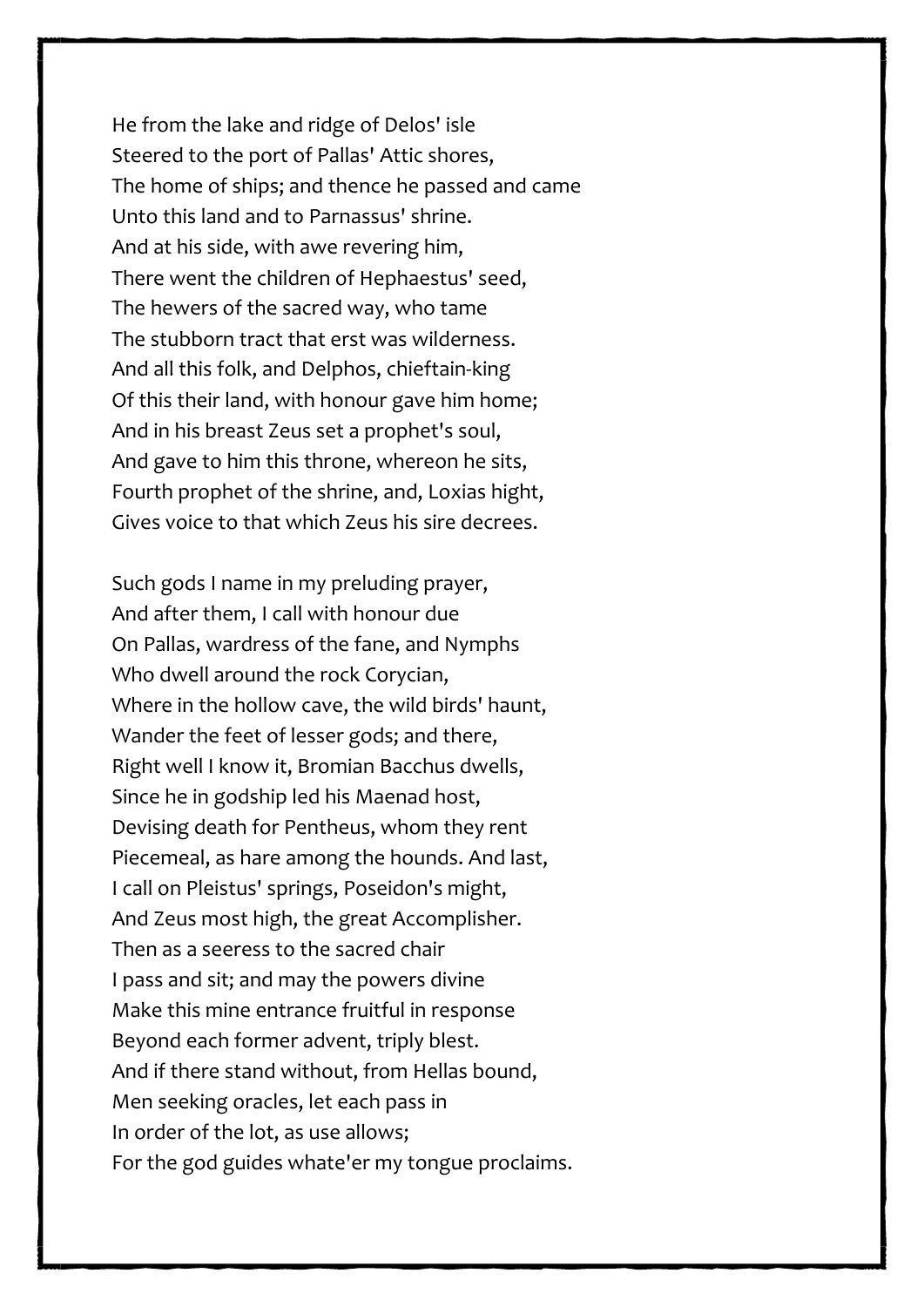He from the lake and ridge of Delos' isle
Steered to the port of Pallas' Attic shores,
The home of ships; and thence he passed and came
Unto this land and to Parnassus' shrine.
And at his side, with awe revering him,
There went the children of Hephaestus' seed,
The hewers of the sacred way, who tame
The stubborn tract that erst was wilderness.
And all this folk, and Delphos, chieftain-king
Of this their land, with honour gave him home;
And in his breast Zeus set a prophet's soul,
And gave to him this throne, whereon he sits,
Fourth prophet of the shrine, and, Loxias hight,
Gives voice to that which Zeus his sire decrees.

Such gods I name in my preluding prayer,
And after them, I call with honour due
On Pallas, wardress of the fane, and Nymphs
Who dwell around the rock Corycian,
Where in the hollow cave, the wild birds' haunt,
Wander the feet of lesser gods; and there,
Right well I know it, Bromian Bacchus dwells,
Since he in godship led his Maenad host,
Devising death for Pentheus, whom they rent
Piecemeal, as hare among the hounds. And last,
I call on Pleistus' springs, Poseidon's might,
And Zeus most high, the great Accomplisher.
Then as a seeress to the sacred chair
I pass and sit; and may the powers divine
Make this mine entrance fruitful in response
Beyond each former advent, triply blest.
And if there stand without, from Hellas bound,
Men seeking oracles, let each pass in
In order of the lot, as use allows;
For the god guides whate'er my tongue proclaims.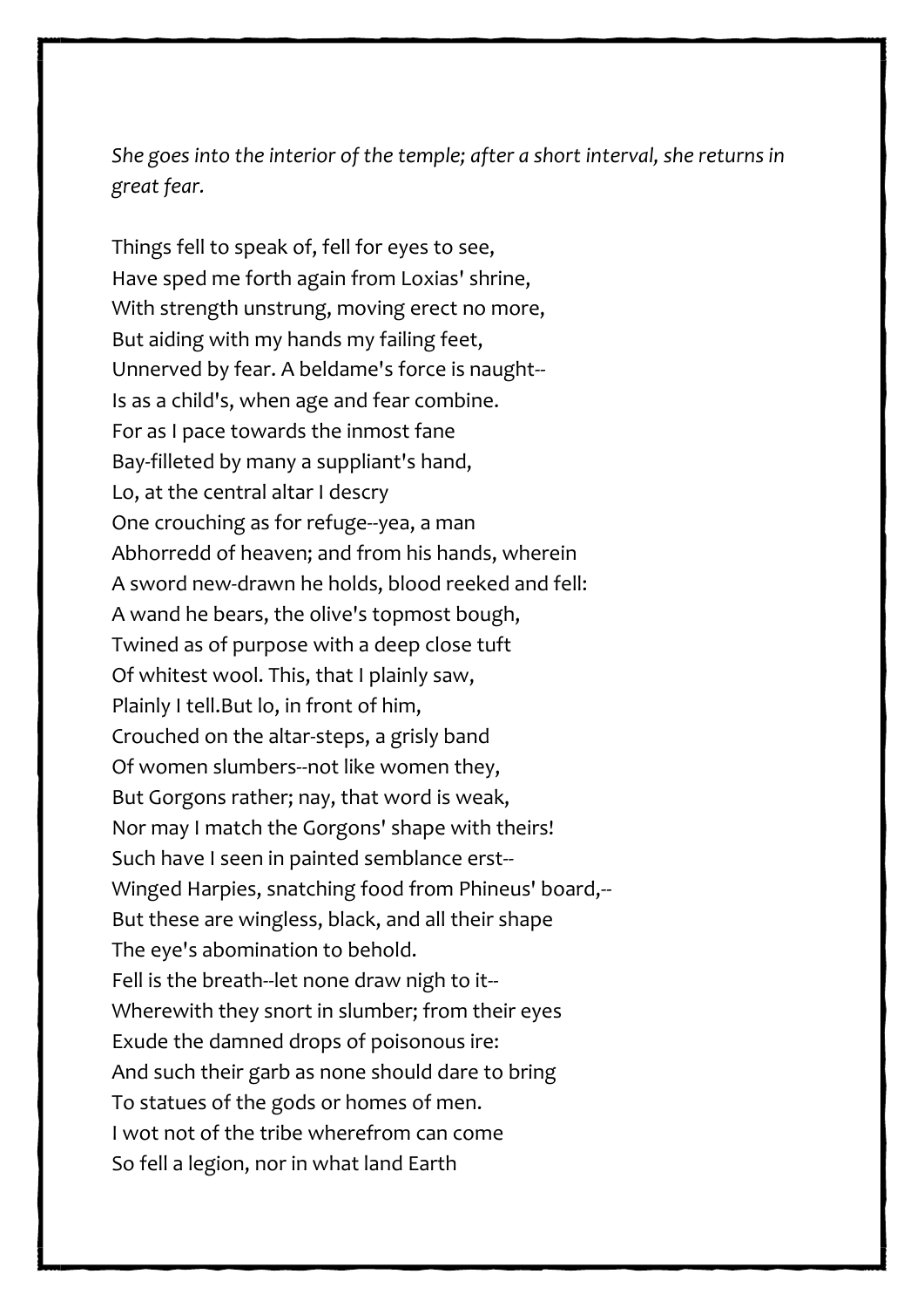*She goes into the interior of the temple; after a short interval, she returns in great fear.*

Things fell to speak of, fell for eyes to see,
Have sped me forth again from Loxias' shrine,
With strength unstrung, moving erect no more,
But aiding with my hands my failing feet,
Unnerved by fear. A beldame's force is naught--
Is as a child's, when age and fear combine.
For as I pace towards the inmost fane
Bay-filleted by many a suppliant's hand,
Lo, at the central altar I descry
One crouching as for refuge--yea, a man
Abhorredd of heaven; and from his hands, wherein
A sword new-drawn he holds, blood reeked and fell:
A wand he bears, the olive's topmost bough,
Twined as of purpose with a deep close tuft
Of whitest wool. This, that I plainly saw,
Plainly I tell.But lo, in front of him,
Crouched on the altar-steps, a grisly band
Of women slumbers--not like women they,
But Gorgons rather; nay, that word is weak,
Nor may I match the Gorgons' shape with theirs!
Such have I seen in painted semblance erst--
Winged Harpies, snatching food from Phineus' board,--
But these are wingless, black, and all their shape
The eye's abomination to behold.
Fell is the breath--let none draw nigh to it--
Wherewith they snort in slumber; from their eyes
Exude the damned drops of poisonous ire:
And such their garb as none should dare to bring
To statues of the gods or homes of men.
I wot not of the tribe wherefrom can come
So fell a legion, nor in what land Earth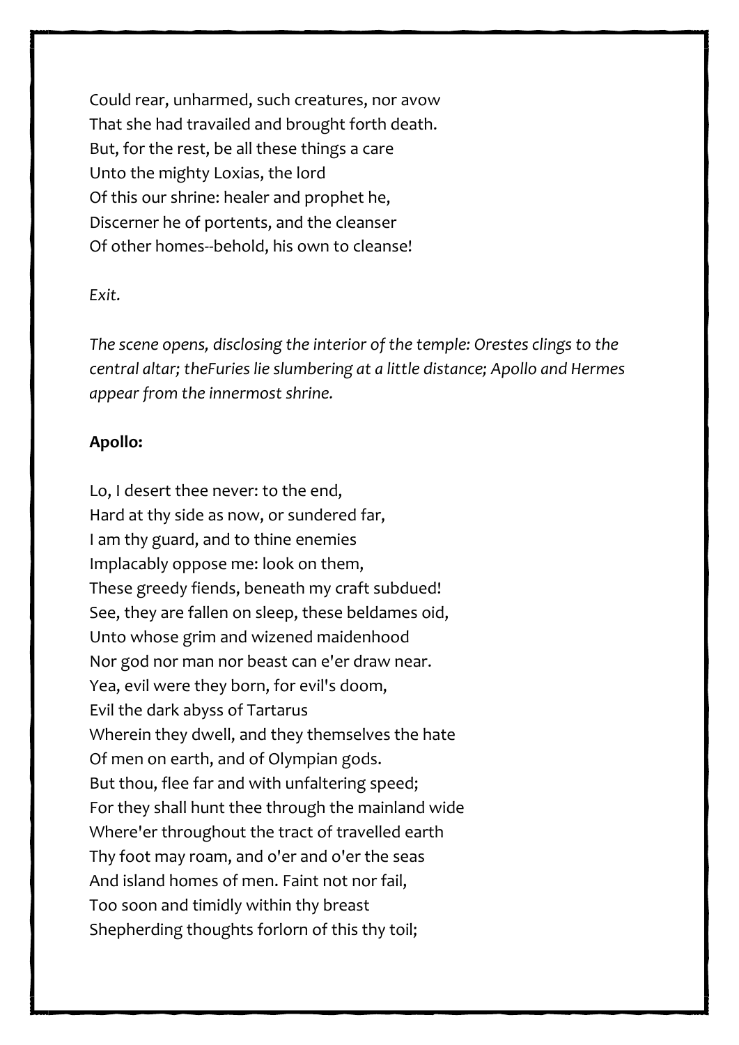Could rear, unharmed, such creatures, nor avow
That she had travailed and brought forth death.
But, for the rest, be all these things a care
Unto the mighty Loxias, the lord
Of this our shrine: healer and prophet he,
Discerner he of portents, and the cleanser
Of other homes--behold, his own to cleanse!

*Exit.*

*The scene opens, disclosing the interior of the temple: Orestes clings to the central altar; theFuries lie slumbering at a little distance; Apollo and Hermes appear from the innermost shrine.*

**Apollo:**

Lo, I desert thee never: to the end,
Hard at thy side as now, or sundered far,
I am thy guard, and to thine enemies
Implacably oppose me: look on them,
These greedy fiends, beneath my craft subdued!
See, they are fallen on sleep, these beldames oid,
Unto whose grim and wizened maidenhood
Nor god nor man nor beast can e'er draw near.
Yea, evil were they born, for evil's doom,
Evil the dark abyss of Tartarus
Wherein they dwell, and they themselves the hate
Of men on earth, and of Olympian gods.
But thou, flee far and with unfaltering speed;
For they shall hunt thee through the mainland wide
Where'er throughout the tract of travelled earth
Thy foot may roam, and o'er and o'er the seas
And island homes of men. Faint not nor fail,
Too soon and timidly within thy breast
Shepherding thoughts forlorn of this thy toil;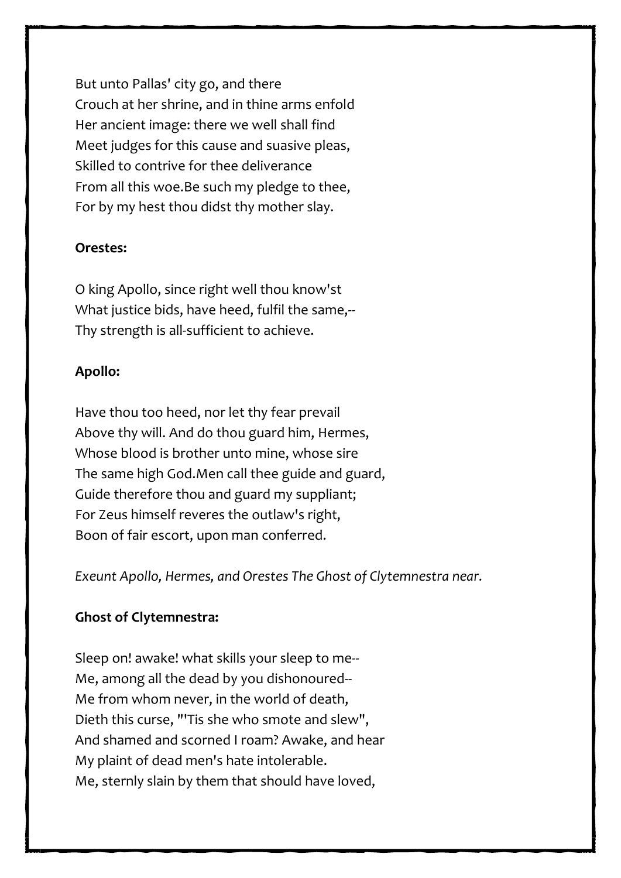But unto Pallas' city go, and there
Crouch at her shrine, and in thine arms enfold
Her ancient image: there we well shall find
Meet judges for this cause and suasive pleas,
Skilled to contrive for thee deliverance
From all this woe.Be such my pledge to thee,
For by my hest thou didst thy mother slay.

**Orestes:**

O king Apollo, since right well thou know'st
What justice bids, have heed, fulfil the same,--
Thy strength is all-sufficient to achieve.

**Apollo:**

Have thou too heed, nor let thy fear prevail
Above thy will. And do thou guard him, Hermes,
Whose blood is brother unto mine, whose sire
The same high God.Men call thee guide and guard,
Guide therefore thou and guard my suppliant;
For Zeus himself reveres the outlaw's right,
Boon of fair escort, upon man conferred.

*Exeunt Apollo, Hermes, and Orestes The Ghost of Clytemnestra near.*

**Ghost of Clytemnestra:**

Sleep on! awake! what skills your sleep to me--
Me, among all the dead by you dishonoured--
Me from whom never, in the world of death,
Dieth this curse, "'Tis she who smote and slew",
And shamed and scorned I roam? Awake, and hear
My plaint of dead men's hate intolerable.
Me, sternly slain by them that should have loved,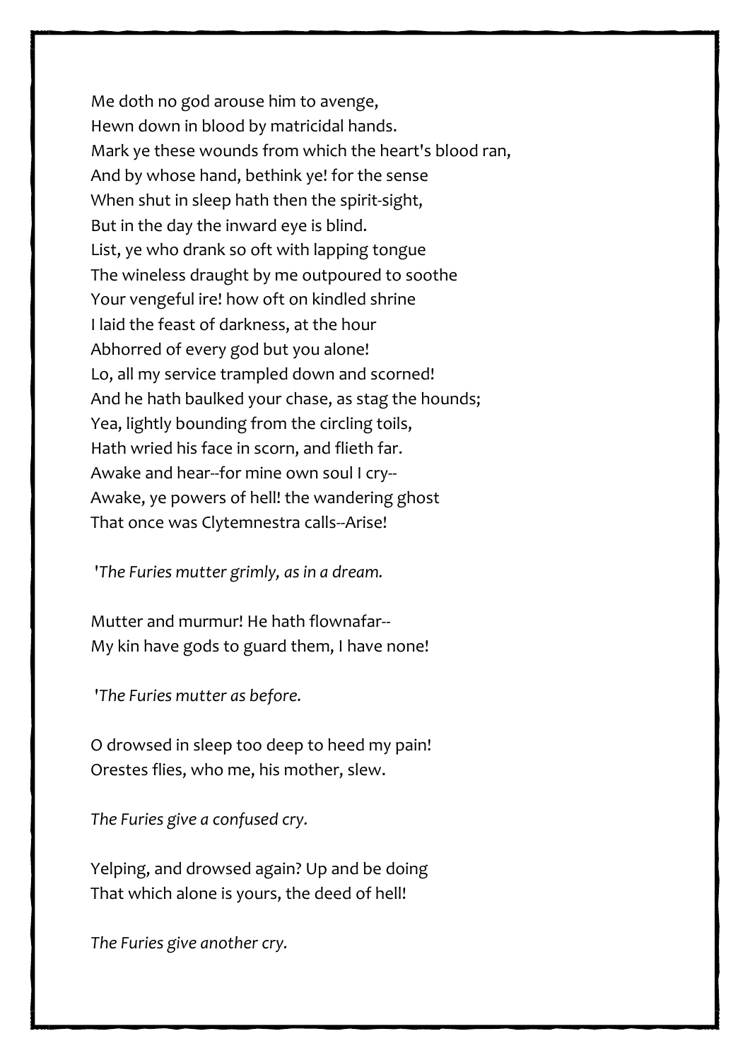Me doth no god arouse him to avenge,  
Hewn down in blood by matricidal hands.  
Mark ye these wounds from which the heart's blood ran,  
And by whose hand, bethink ye! for the sense  
When shut in sleep hath then the spirit-sight,  
But in the day the inward eye is blind.  
List, ye who drank so oft with lapping tongue  
The wineless draught by me outpoured to soothe  
Your vengeful ire! how oft on kindled shrine  
I laid the feast of darkness, at the hour  
Abhorred of every god but you alone!  
Lo, all my service trampled down and scorned!  
And he hath baulked your chase, as stag the hounds;  
Yea, lightly bounding from the circling toils,  
Hath wried his face in scorn, and flieth far.  
Awake and hear--for mine own soul I cry--  
Awake, ye powers of hell! the wandering ghost  
That once was Clytemnestra calls--Arise!

*'The Furies mutter grimly, as in a dream.*

Mutter and murmur! He hath flownafar--  
My kin have gods to guard them, I have none!

*'The Furies mutter as before.*

O drowsed in sleep too deep to heed my pain!  
Orestes flies, who me, his mother, slew.

*The Furies give a confused cry.*

Yelping, and drowsed again? Up and be doing  
That which alone is yours, the deed of hell!

*The Furies give another cry.*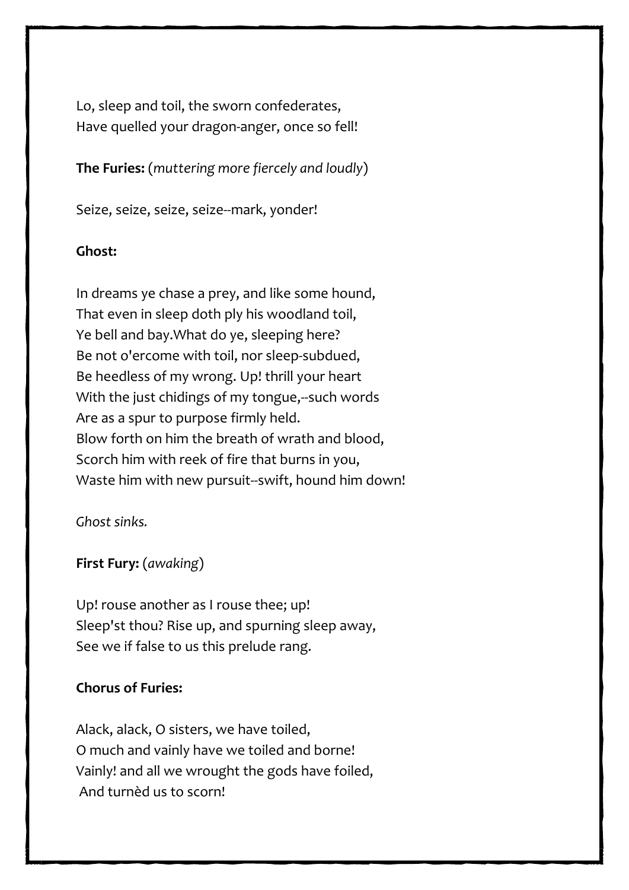Lo, sleep and toil, the sworn confederates,
Have quelled your dragon-anger, once so fell!

**The Furies:** (*muttering more fiercely and loudly*)

Seize, seize, seize, seize--mark, yonder!

**Ghost:**

In dreams ye chase a prey, and like some hound,
That even in sleep doth ply his woodland toil,
Ye bell and bay.What do ye, sleeping here?
Be not o'ercome with toil, nor sleep-subdued,
Be heedless of my wrong. Up! thrill your heart
With the just chidings of my tongue,--such words
Are as a spur to purpose firmly held.
Blow forth on him the breath of wrath and blood,
Scorch him with reek of fire that burns in you,
Waste him with new pursuit--swift, hound him down!

*Ghost sinks.*

**First Fury:** (*awaking*)

Up! rouse another as I rouse thee; up!
Sleep'st thou? Rise up, and spurning sleep away,
See we if false to us this prelude rang.

**Chorus of Furies:**

Alack, alack, O sisters, we have toiled,
O much and vainly have we toiled and borne!
Vainly! and all we wrought the gods have foiled,
And turnèd us to scorn!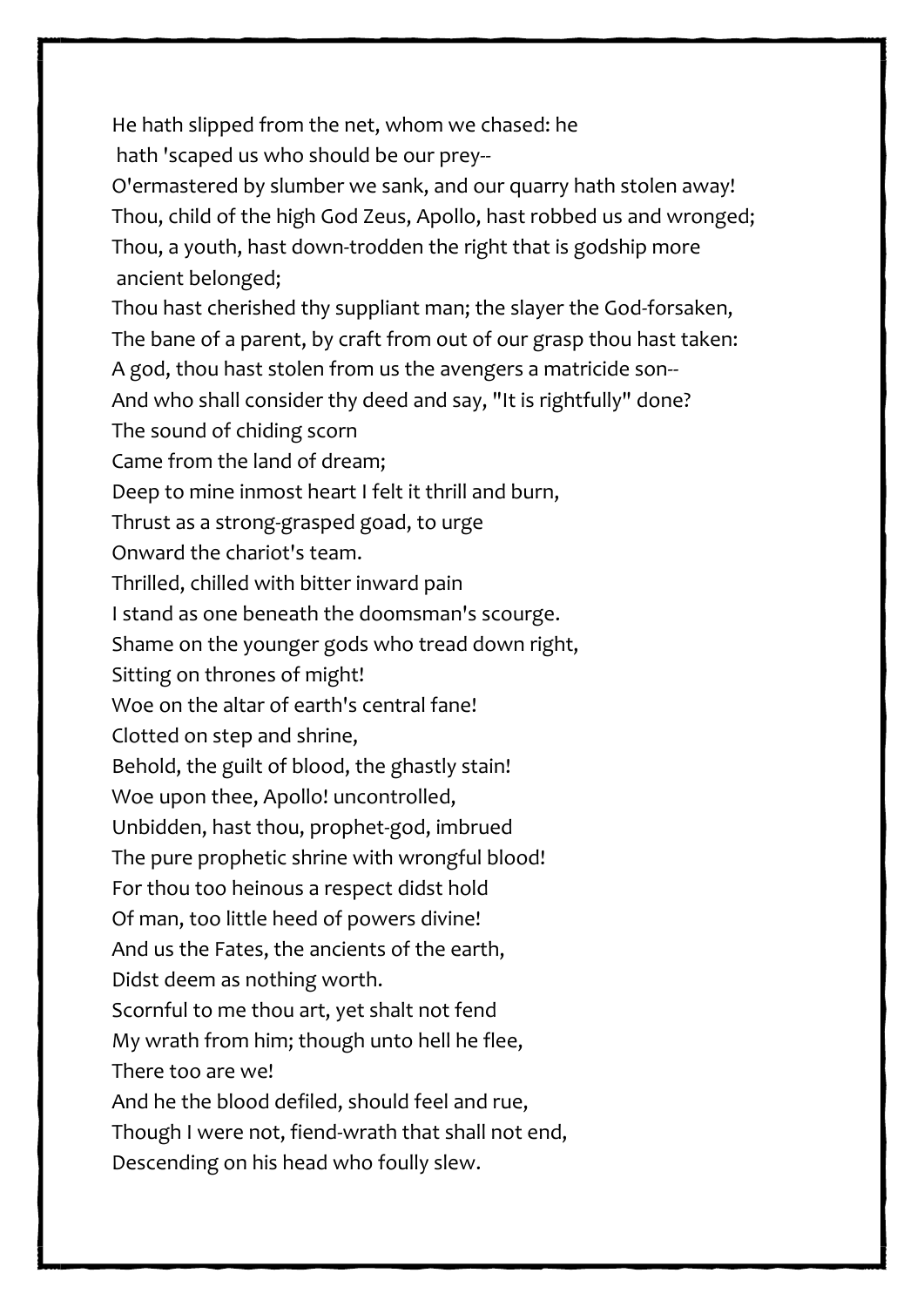He hath slipped from the net, whom we chased: he
 hath 'scaped us who should be our prey--
O'ermastered by slumber we sank, and our quarry hath stolen away!
Thou, child of the high God Zeus, Apollo, hast robbed us and wronged;
Thou, a youth, hast down-trodden the right that is godship more
 ancient belonged;
Thou hast cherished thy suppliant man; the slayer the God-forsaken,
The bane of a parent, by craft from out of our grasp thou hast taken:
A god, thou hast stolen from us the avengers a matricide son--
And who shall consider thy deed and say, "It is rightfully" done?
The sound of chiding scorn
Came from the land of dream;
Deep to mine inmost heart I felt it thrill and burn,
Thrust as a strong-grasped goad, to urge
Onward the chariot's team.
Thrilled, chilled with bitter inward pain
I stand as one beneath the doomsman's scourge.
Shame on the younger gods who tread down right,
Sitting on thrones of might!
Woe on the altar of earth's central fane!
Clotted on step and shrine,
Behold, the guilt of blood, the ghastly stain!
Woe upon thee, Apollo! uncontrolled,
Unbidden, hast thou, prophet-god, imbrued
The pure prophetic shrine with wrongful blood!
For thou too heinous a respect didst hold
Of man, too little heed of powers divine!
And us the Fates, the ancients of the earth,
Didst deem as nothing worth.
Scornful to me thou art, yet shalt not fend
My wrath from him; though unto hell he flee,
There too are we!
And he the blood defiled, should feel and rue,
Though I were not, fiend-wrath that shall not end,
Descending on his head who foully slew.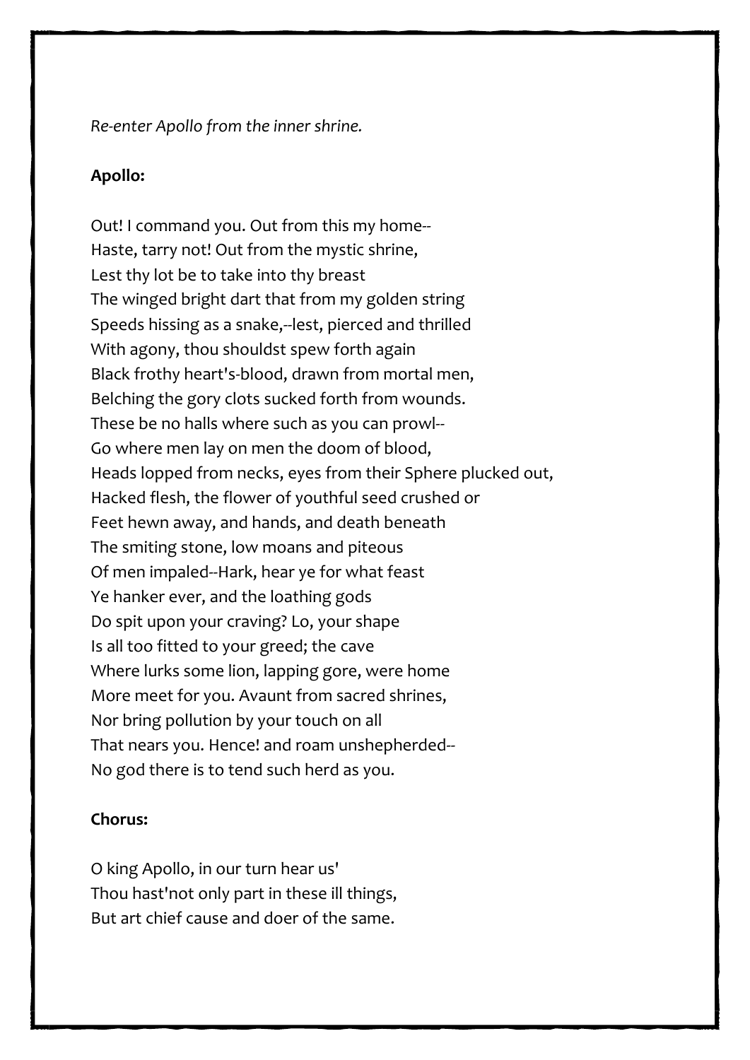*Re-enter Apollo from the inner shrine.*

**Apollo:**

Out! I command you. Out from this my home--
Haste, tarry not! Out from the mystic shrine,
Lest thy lot be to take into thy breast
The winged bright dart that from my golden string
Speeds hissing as a snake,--lest, pierced and thrilled
With agony, thou shouldst spew forth again
Black frothy heart's-blood, drawn from mortal men,
Belching the gory clots sucked forth from wounds.
These be no halls where such as you can prowl--
Go where men lay on men the doom of blood,
Heads lopped from necks, eyes from their Sphere plucked out,
Hacked flesh, the flower of youthful seed crushed or
Feet hewn away, and hands, and death beneath
The smiting stone, low moans and piteous
Of men impaled--Hark, hear ye for what feast
Ye hanker ever, and the loathing gods
Do spit upon your craving? Lo, your shape
Is all too fitted to your greed; the cave
Where lurks some lion, lapping gore, were home
More meet for you. Avaunt from sacred shrines,
Nor bring pollution by your touch on all
That nears you. Hence! and roam unshepherded--
No god there is to tend such herd as you.

**Chorus:**

O king Apollo, in our turn hear us'
Thou hast'not only part in these ill things,
But art chief cause and doer of the same.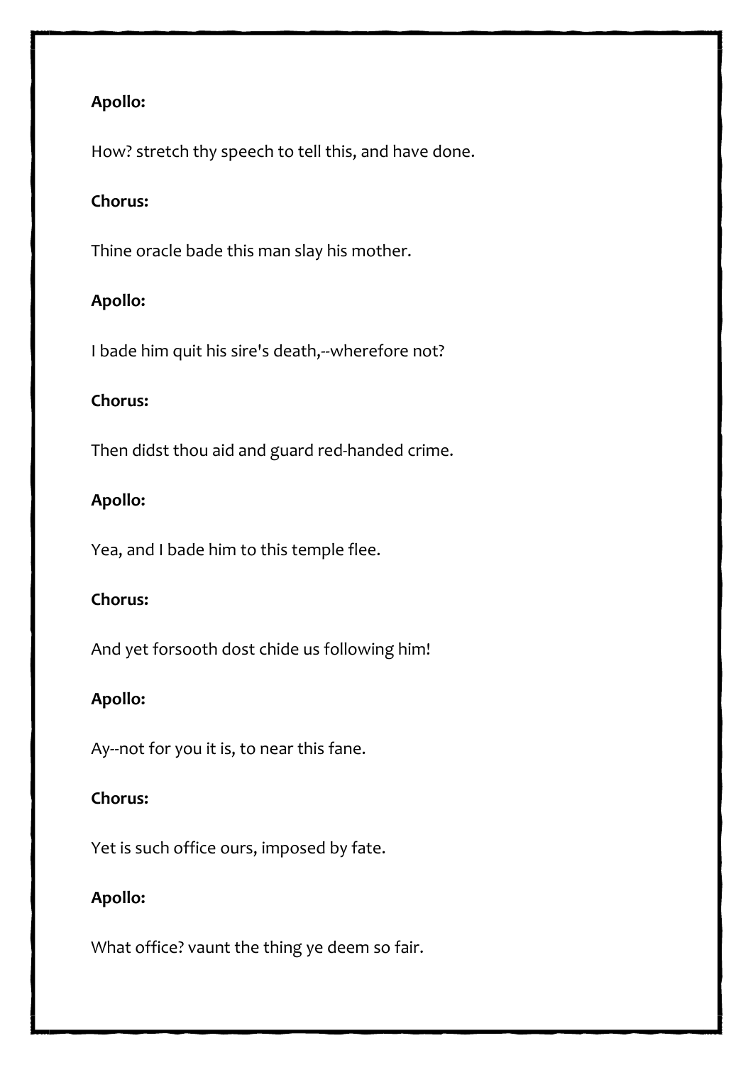**Apollo:**

How? stretch thy speech to tell this, and have done.

**Chorus:**

Thine oracle bade this man slay his mother.

**Apollo:**

I bade him quit his sire's death,--wherefore not?

**Chorus:**

Then didst thou aid and guard red-handed crime.

**Apollo:**

Yea, and I bade him to this temple flee.

**Chorus:**

And yet forsooth dost chide us following him!

**Apollo:**

Ay--not for you it is, to near this fane.

**Chorus:**

Yet is such office ours, imposed by fate.

**Apollo:**

What office? vaunt the thing ye deem so fair.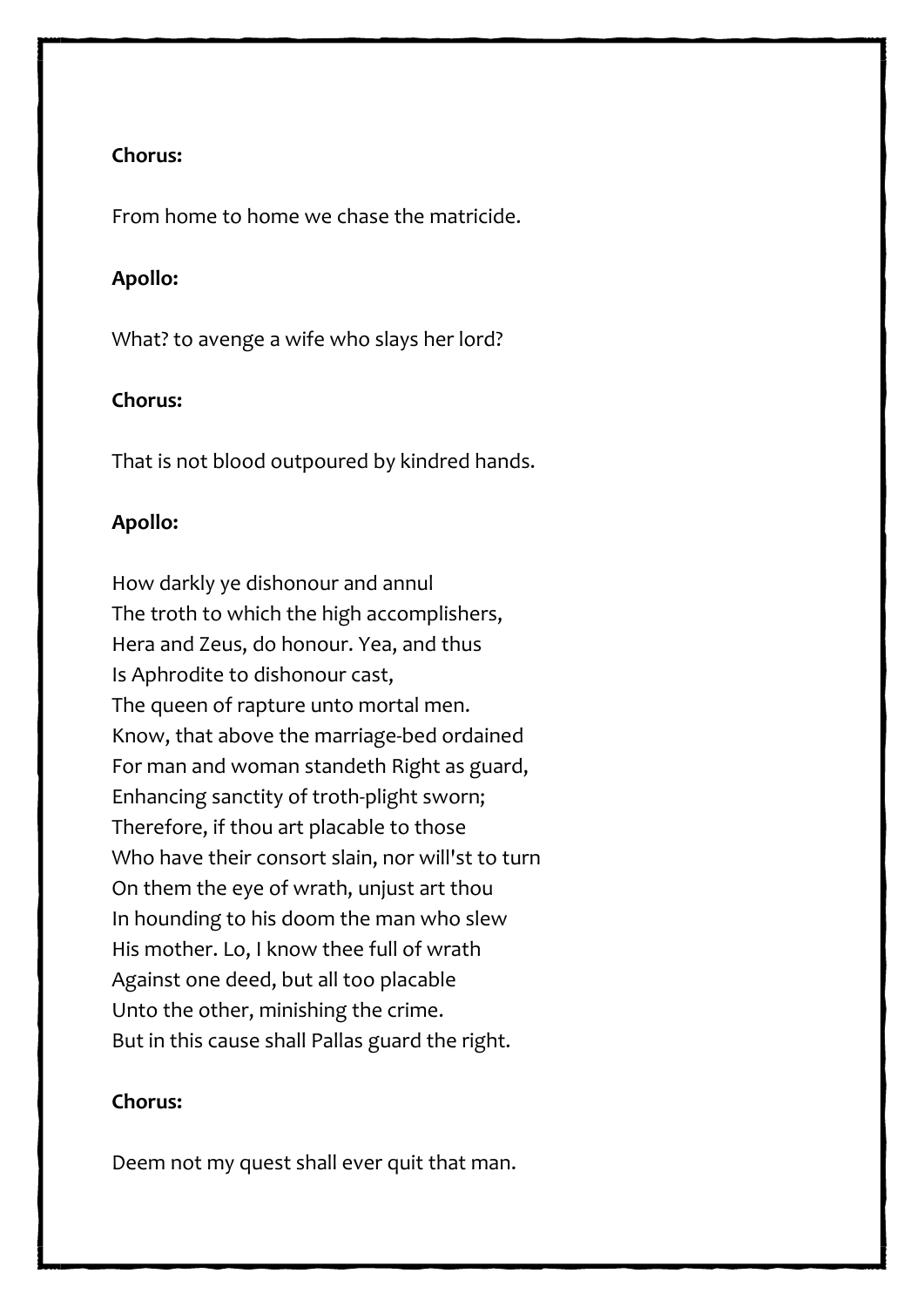**Chorus:**

From home to home we chase the matricide.

**Apollo:**

What? to avenge a wife who slays her lord?

**Chorus:**

That is not blood outpoured by kindred hands.

**Apollo:**

How darkly ye dishonour and annul
The troth to which the high accomplishers,
Hera and Zeus, do honour. Yea, and thus
Is Aphrodite to dishonour cast,
The queen of rapture unto mortal men.
Know, that above the marriage-bed ordained
For man and woman standeth Right as guard,
Enhancing sanctity of troth-plight sworn;
Therefore, if thou art placable to those
Who have their consort slain, nor will'st to turn
On them the eye of wrath, unjust art thou
In hounding to his doom the man who slew
His mother. Lo, I know thee full of wrath
Against one deed, but all too placable
Unto the other, minishing the crime.
But in this cause shall Pallas guard the right.

**Chorus:**

Deem not my quest shall ever quit that man.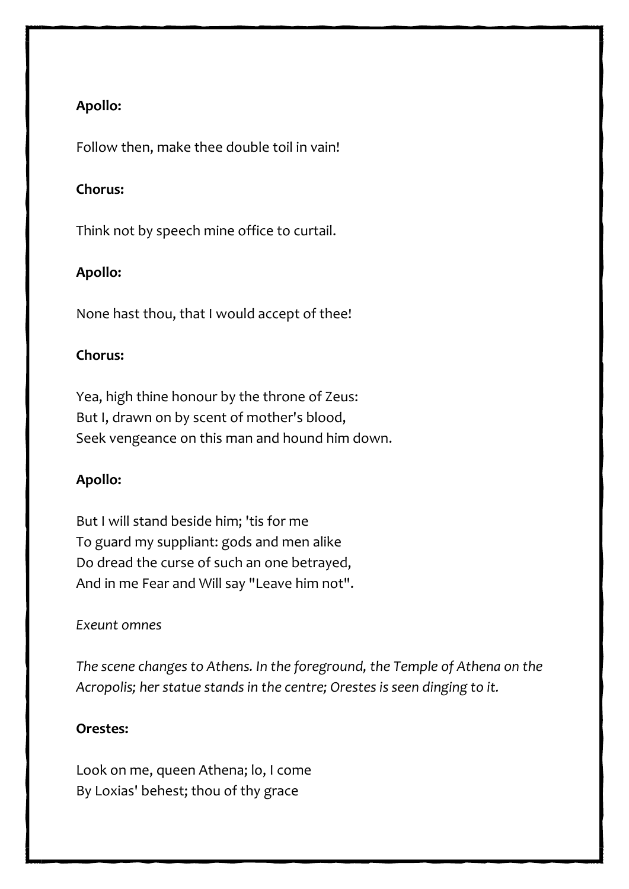**Apollo:**

Follow then, make thee double toil in vain!

**Chorus:**

Think not by speech mine office to curtail.

**Apollo:**

None hast thou, that I would accept of thee!

**Chorus:**

Yea, high thine honour by the throne of Zeus:
But I, drawn on by scent of mother's blood,
Seek vengeance on this man and hound him down.

**Apollo:**

But I will stand beside him; 'tis for me
To guard my suppliant: gods and men alike
Do dread the curse of such an one betrayed,
And in me Fear and Will say "Leave him not".

*Exeunt omnes*

*The scene changes to Athens. In the foreground, the Temple of Athena on the Acropolis; her statue stands in the centre; Orestes is seen dinging to it.*

**Orestes:**

Look on me, queen Athena; lo, I come
By Loxias' behest; thou of thy grace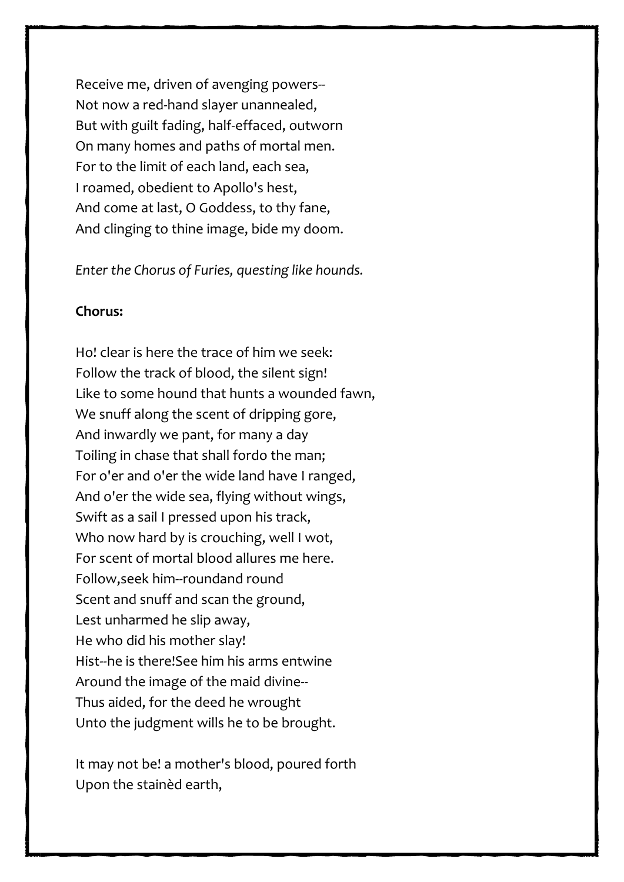Receive me, driven of avenging powers--
Not now a red-hand slayer unannealed,
But with guilt fading, half-effaced, outworn
On many homes and paths of mortal men.
For to the limit of each land, each sea,
I roamed, obedient to Apollo's hest,
And come at last, O Goddess, to thy fane,
And clinging to thine image, bide my doom.

*Enter the Chorus of Furies, questing like hounds.*

**Chorus:**

Ho! clear is here the trace of him we seek:
Follow the track of blood, the silent sign!
Like to some hound that hunts a wounded fawn,
We snuff along the scent of dripping gore,
And inwardly we pant, for many a day
Toiling in chase that shall fordo the man;
For o'er and o'er the wide land have I ranged,
And o'er the wide sea, flying without wings,
Swift as a sail I pressed upon his track,
Who now hard by is crouching, well I wot,
For scent of mortal blood allures me here.
Follow,seek him--roundand round
Scent and snuff and scan the ground,
Lest unharmed he slip away,
He who did his mother slay!
Hist--he is there!See him his arms entwine
Around the image of the maid divine--
Thus aided, for the deed he wrought
Unto the judgment wills he to be brought.

It may not be! a mother's blood, poured forth
Upon the stainèd earth,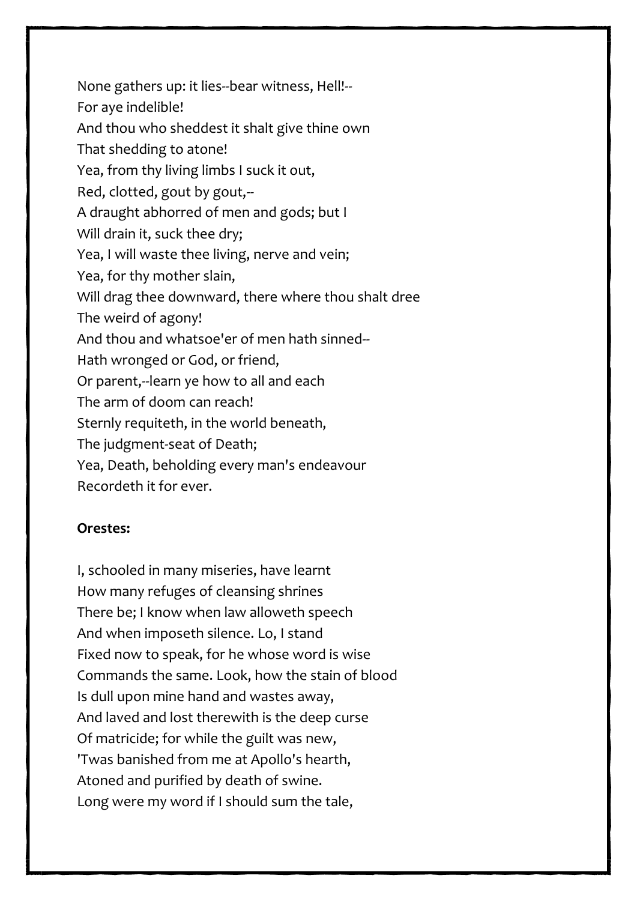None gathers up: it lies--bear witness, Hell!--
For aye indelible!
And thou who sheddest it shalt give thine own
That shedding to atone!
Yea, from thy living limbs I suck it out,
Red, clotted, gout by gout,--
A draught abhorred of men and gods; but I
Will drain it, suck thee dry;
Yea, I will waste thee living, nerve and vein;
Yea, for thy mother slain,
Will drag thee downward, there where thou shalt dree
The weird of agony!
And thou and whatsoe'er of men hath sinned--
Hath wronged or God, or friend,
Or parent,--learn ye how to all and each
The arm of doom can reach!
Sternly requiteth, in the world beneath,
The judgment-seat of Death;
Yea, Death, beholding every man's endeavour
Recordeth it for ever.

**Orestes:**

I, schooled in many miseries, have learnt
How many refuges of cleansing shrines
There be; I know when law alloweth speech
And when imposeth silence. Lo, I stand
Fixed now to speak, for he whose word is wise
Commands the same. Look, how the stain of blood
Is dull upon mine hand and wastes away,
And laved and lost therewith is the deep curse
Of matricide; for while the guilt was new,
'Twas banished from me at Apollo's hearth,
Atoned and purified by death of swine.
Long were my word if I should sum the tale,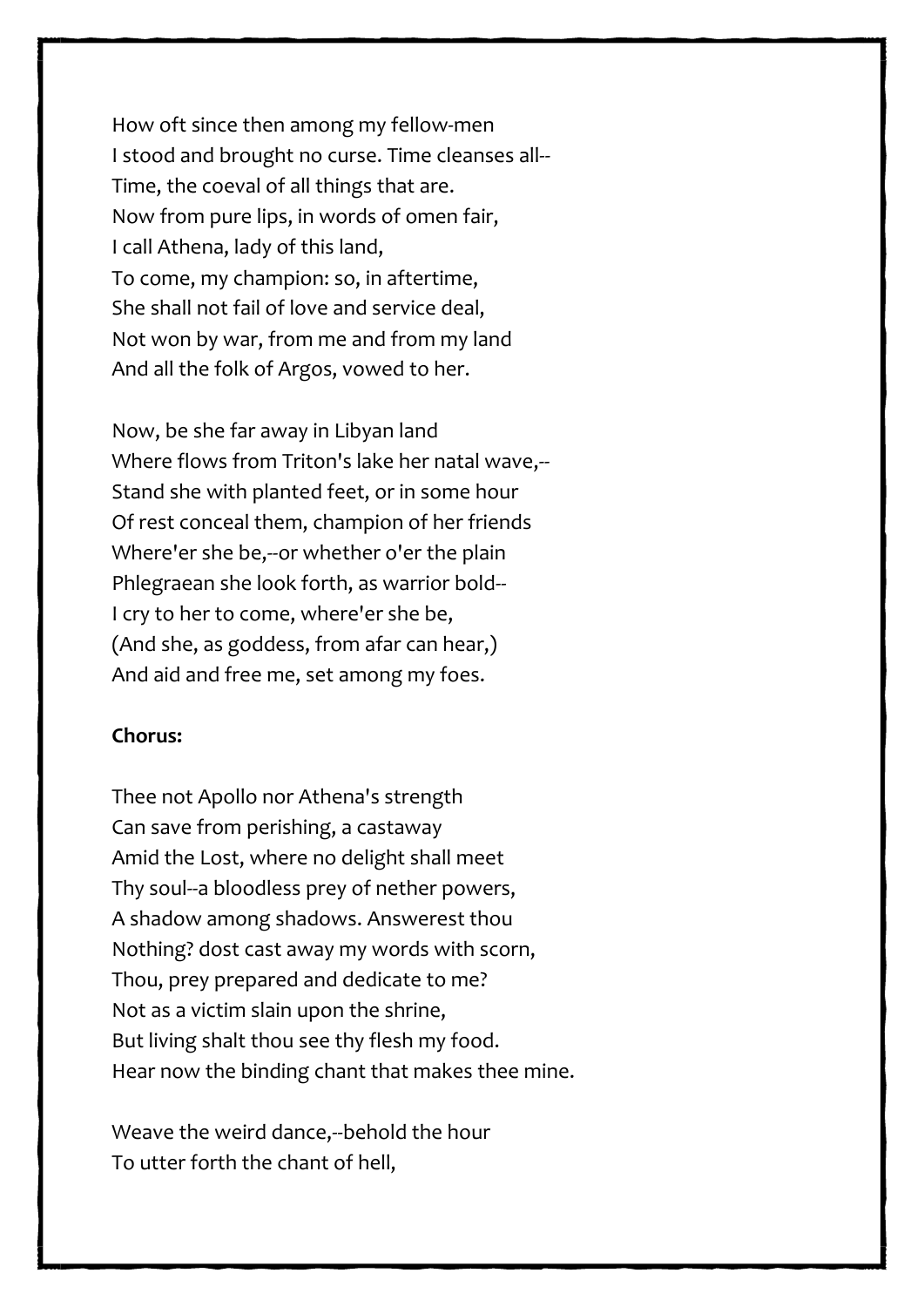How oft since then among my fellow-men
I stood and brought no curse. Time cleanses all--
Time, the coeval of all things that are.
Now from pure lips, in words of omen fair,
I call Athena, lady of this land,
To come, my champion: so, in aftertime,
She shall not fail of love and service deal,
Not won by war, from me and from my land
And all the folk of Argos, vowed to her.

Now, be she far away in Libyan land
Where flows from Triton's lake her natal wave,--
Stand she with planted feet, or in some hour
Of rest conceal them, champion of her friends
Where'er she be,--or whether o'er the plain
Phlegraean she look forth, as warrior bold--
I cry to her to come, where'er she be,
(And she, as goddess, from afar can hear,)
And aid and free me, set among my foes.

**Chorus:**

Thee not Apollo nor Athena's strength
Can save from perishing, a castaway
Amid the Lost, where no delight shall meet
Thy soul--a bloodless prey of nether powers,
A shadow among shadows. Answerest thou
Nothing? dost cast away my words with scorn,
Thou, prey prepared and dedicate to me?
Not as a victim slain upon the shrine,
But living shalt thou see thy flesh my food.
Hear now the binding chant that makes thee mine.

Weave the weird dance,--behold the hour
To utter forth the chant of hell,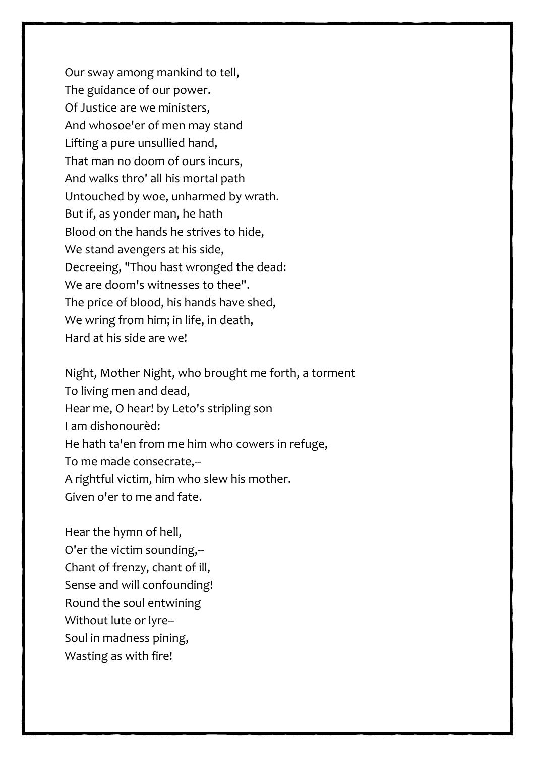Our sway among mankind to tell,  
The guidance of our power.  
Of Justice are we ministers,  
And whosoe'er of men may stand  
Lifting a pure unsullied hand,  
That man no doom of ours incurs,  
And walks thro' all his mortal path  
Untouched by woe, unharmed by wrath.  
But if, as yonder man, he hath  
Blood on the hands he strives to hide,  
We stand avengers at his side,  
Decreeing, "Thou hast wronged the dead:  
We are doom's witnesses to thee".  
The price of blood, his hands have shed,  
We wring from him; in life, in death,  
Hard at his side are we!

Night, Mother Night, who brought me forth, a torment  
To living men and dead,  
Hear me, O hear! by Leto's stripling son  
I am dishonourèd:  
He hath ta'en from me him who cowers in refuge,  
To me made consecrate,--  
A rightful victim, him who slew his mother.  
Given o'er to me and fate.

Hear the hymn of hell,  
O'er the victim sounding,--  
Chant of frenzy, chant of ill,  
Sense and will confounding!  
Round the soul entwining  
Without lute or lyre--  
Soul in madness pining,  
Wasting as with fire!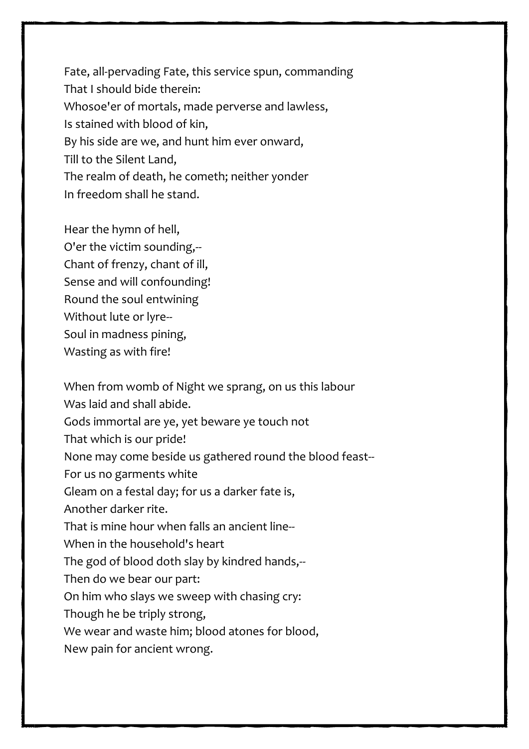Fate, all-pervading Fate, this service spun, commanding
That I should bide therein:
Whosoe'er of mortals, made perverse and lawless,
Is stained with blood of kin,
By his side are we, and hunt him ever onward,
Till to the Silent Land,
The realm of death, he cometh; neither yonder
In freedom shall he stand.

Hear the hymn of hell,
O'er the victim sounding,--
Chant of frenzy, chant of ill,
Sense and will confounding!
Round the soul entwining
Without lute or lyre--
Soul in madness pining,
Wasting as with fire!

When from womb of Night we sprang, on us this labour
Was laid and shall abide.
Gods immortal are ye, yet beware ye touch not
That which is our pride!
None may come beside us gathered round the blood feast--
For us no garments white
Gleam on a festal day; for us a darker fate is,
Another darker rite.
That is mine hour when falls an ancient line--
When in the household's heart
The god of blood doth slay by kindred hands,--
Then do we bear our part:
On him who slays we sweep with chasing cry:
Though he be triply strong,
We wear and waste him; blood atones for blood,
New pain for ancient wrong.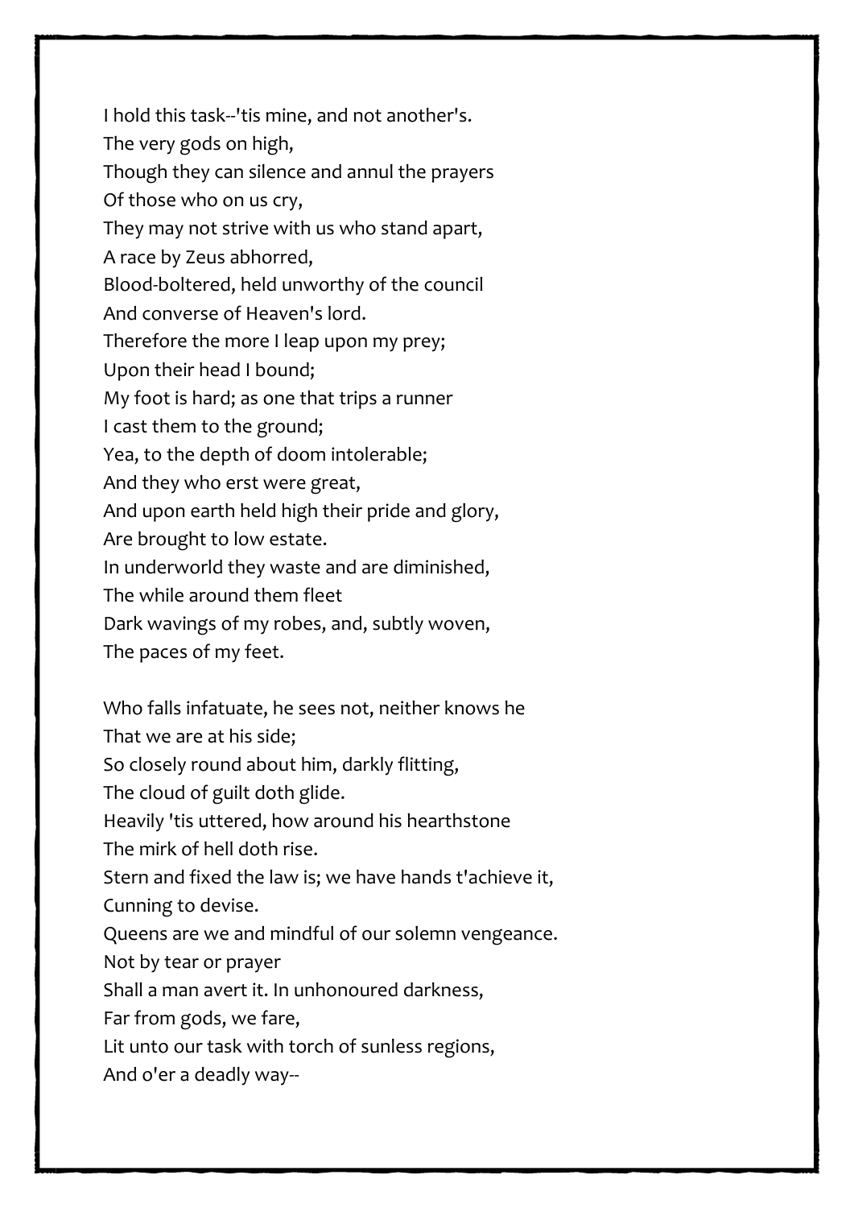I hold this task--'tis mine, and not another's.  
The very gods on high,  
Though they can silence and annul the prayers  
Of those who on us cry,  
They may not strive with us who stand apart,  
A race by Zeus abhorred,  
Blood-boltered, held unworthy of the council  
And converse of Heaven's lord.  
Therefore the more I leap upon my prey;  
Upon their head I bound;  
My foot is hard; as one that trips a runner  
I cast them to the ground;  
Yea, to the depth of doom intolerable;  
And they who erst were great,  
And upon earth held high their pride and glory,  
Are brought to low estate.  
In underworld they waste and are diminished,  
The while around them fleet  
Dark wavings of my robes, and, subtly woven,  
The paces of my feet.

Who falls infatuate, he sees not, neither knows he  
That we are at his side;  
So closely round about him, darkly flitting,  
The cloud of guilt doth glide.  
Heavily 'tis uttered, how around his hearthstone  
The mirk of hell doth rise.  
Stern and fixed the law is; we have hands t'achieve it,  
Cunning to devise.  
Queens are we and mindful of our solemn vengeance.  
Not by tear or prayer  
Shall a man avert it. In unhonoured darkness,  
Far from gods, we fare,  
Lit unto our task with torch of sunless regions,  
And o'er a deadly way--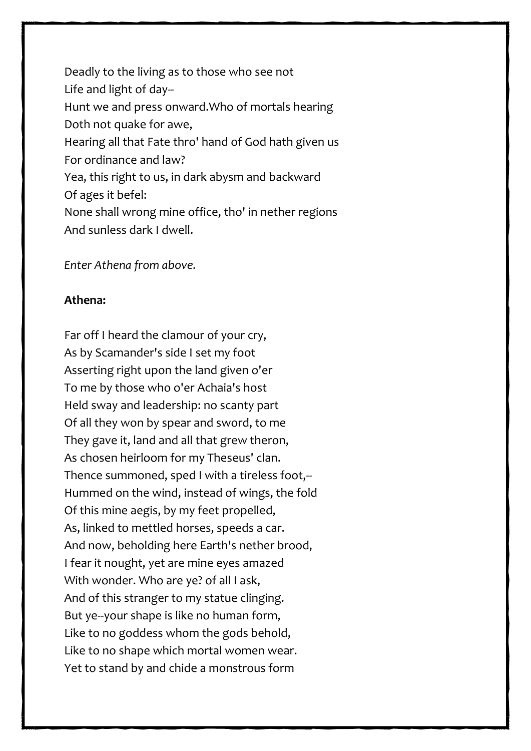Deadly to the living as to those who see not
Life and light of day--
Hunt we and press onward.Who of mortals hearing
Doth not quake for awe,
Hearing all that Fate thro' hand of God hath given us
For ordinance and law?
Yea, this right to us, in dark abysm and backward
Of ages it befel:
None shall wrong mine office, tho' in nether regions
And sunless dark I dwell.

*Enter Athena from above.*

**Athena:**

Far off I heard the clamour of your cry,
As by Scamander's side I set my foot
Asserting right upon the land given o'er
To me by those who o'er Achaia's host
Held sway and leadership: no scanty part
Of all they won by spear and sword, to me
They gave it, land and all that grew theron,
As chosen heirloom for my Theseus' clan.
Thence summoned, sped I with a tireless foot,--
Hummed on the wind, instead of wings, the fold
Of this mine aegis, by my feet propelled,
As, linked to mettled horses, speeds a car.
And now, beholding here Earth's nether brood,
I fear it nought, yet are mine eyes amazed
With wonder. Who are ye? of all I ask,
And of this stranger to my statue clinging.
But ye--your shape is like no human form,
Like to no goddess whom the gods behold,
Like to no shape which mortal women wear.
Yet to stand by and chide a monstrous form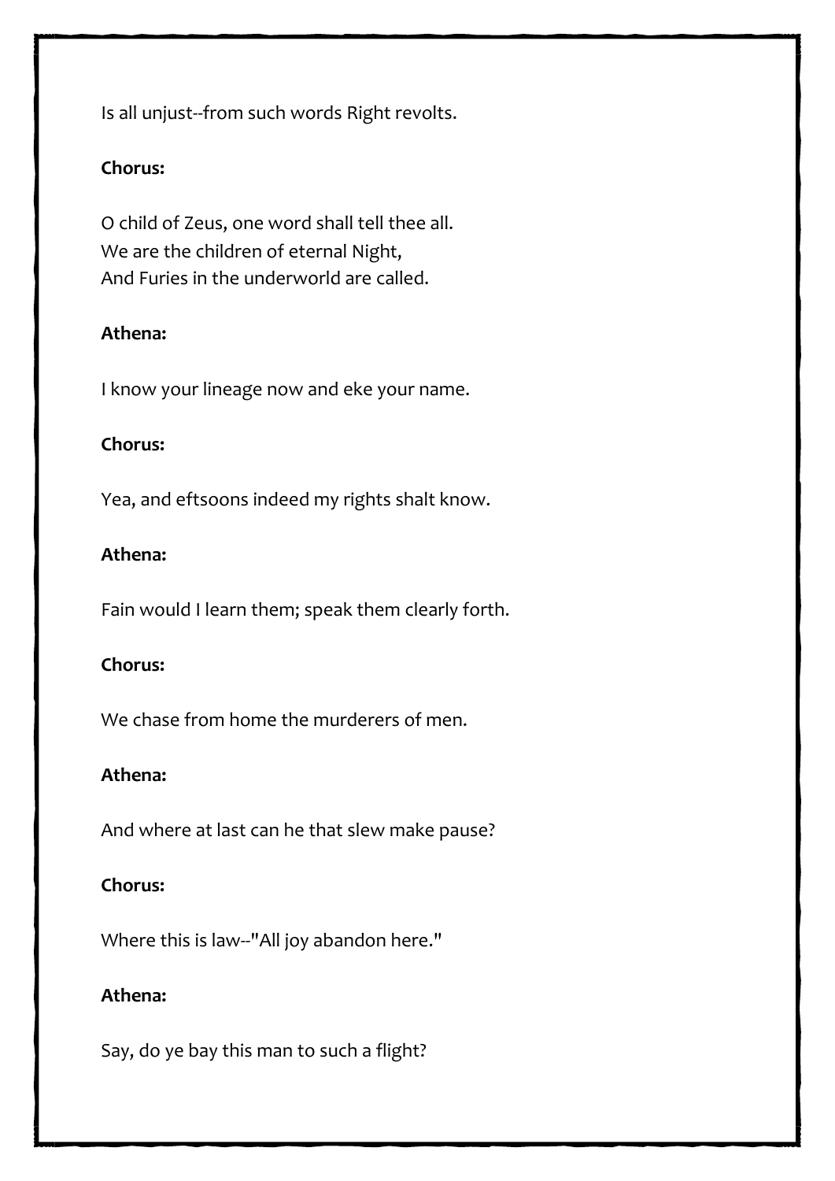Is all unjust--from such words Right revolts.

**Chorus:**

O child of Zeus, one word shall tell thee all.
We are the children of eternal Night,
And Furies in the underworld are called.

**Athena:**

I know your lineage now and eke your name.

**Chorus:**

Yea, and eftsoons indeed my rights shalt know.

**Athena:**

Fain would I learn them; speak them clearly forth.

**Chorus:**

We chase from home the murderers of men.

**Athena:**

And where at last can he that slew make pause?

**Chorus:**

Where this is law--"All joy abandon here."

**Athena:**

Say, do ye bay this man to such a flight?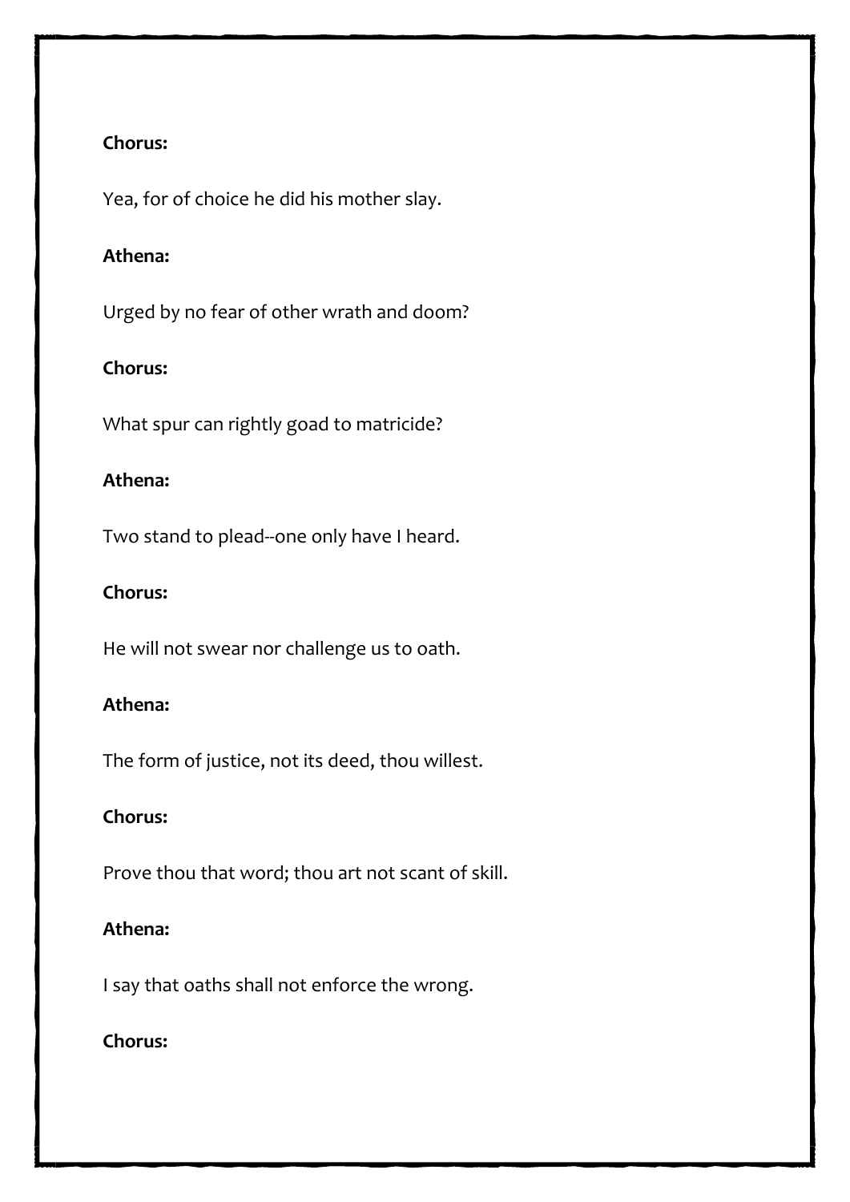**Chorus:**

Yea, for of choice he did his mother slay.

**Athena:**

Urged by no fear of other wrath and doom?

**Chorus:**

What spur can rightly goad to matricide?

**Athena:**

Two stand to plead--one only have I heard.

**Chorus:**

He will not swear nor challenge us to oath.

**Athena:**

The form of justice, not its deed, thou willest.

**Chorus:**

Prove thou that word; thou art not scant of skill.

**Athena:**

I say that oaths shall not enforce the wrong.

**Chorus:**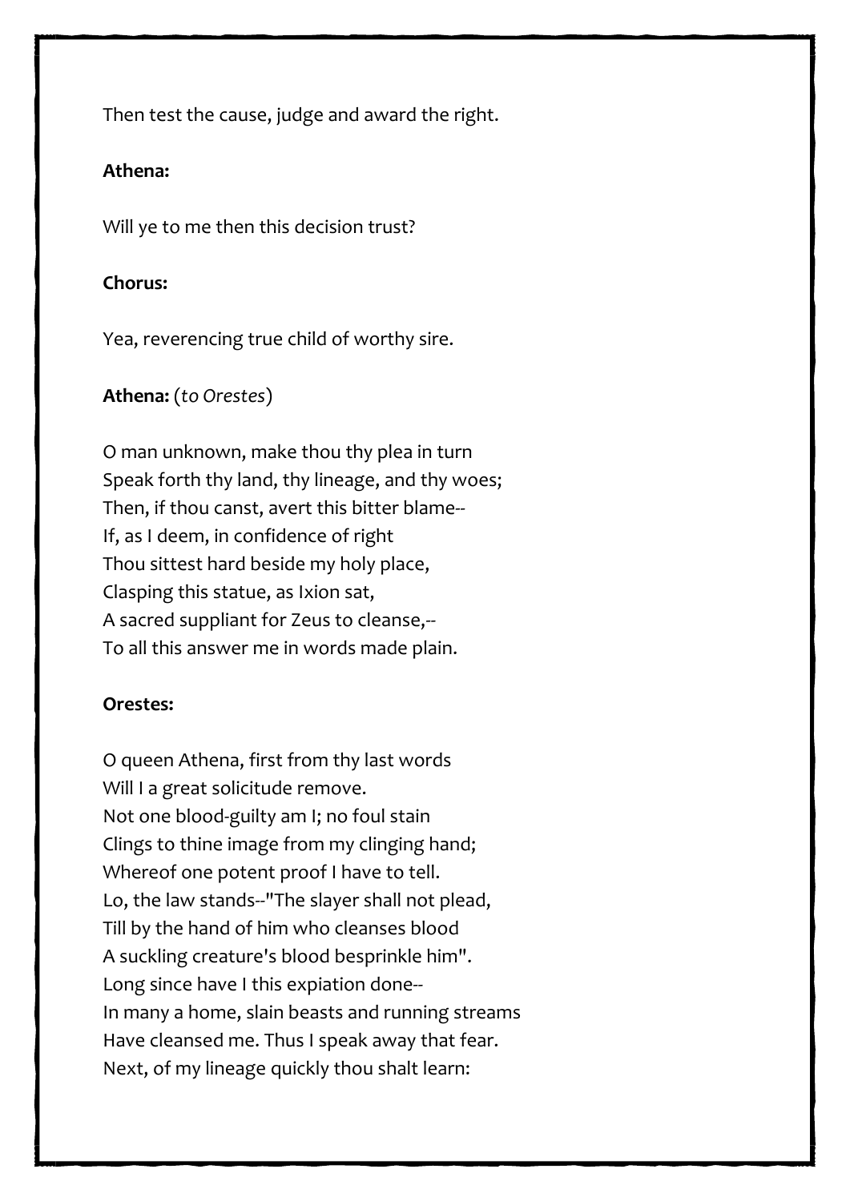Then test the cause, judge and award the right.

**Athena:**

Will ye to me then this decision trust?

**Chorus:**

Yea, reverencing true child of worthy sire.

**Athena:** (*to Orestes*)

O man unknown, make thou thy plea in turn  
Speak forth thy land, thy lineage, and thy woes;  
Then, if thou canst, avert this bitter blame--  
If, as I deem, in confidence of right  
Thou sittest hard beside my holy place,  
Clasping this statue, as Ixion sat,  
A sacred suppliant for Zeus to cleanse,--  
To all this answer me in words made plain.

**Orestes:**

O queen Athena, first from thy last words  
Will I a great solicitude remove.  
Not one blood-guilty am I; no foul stain  
Clings to thine image from my clinging hand;  
Whereof one potent proof I have to tell.  
Lo, the law stands--"The slayer shall not plead,  
Till by the hand of him who cleanses blood  
A suckling creature's blood besprinkle him".  
Long since have I this expiation done--  
In many a home, slain beasts and running streams  
Have cleansed me. Thus I speak away that fear.  
Next, of my lineage quickly thou shalt learn: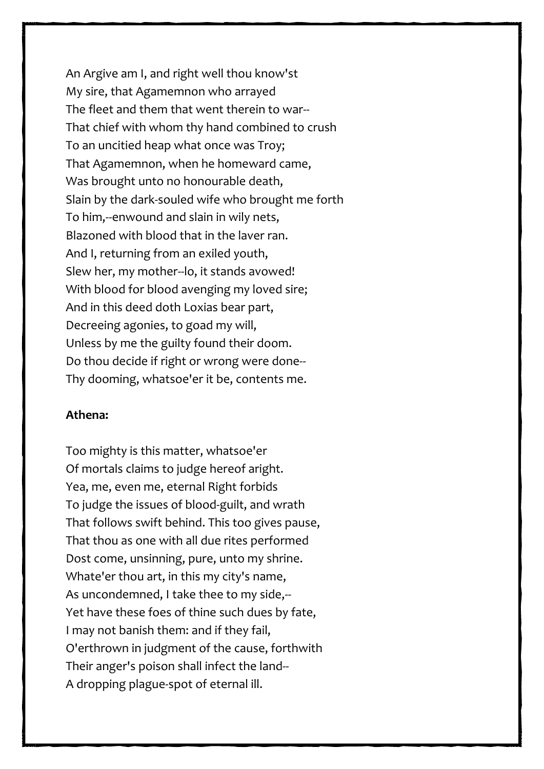An Argive am I, and right well thou know'st
My sire, that Agamemnon who arrayed
The fleet and them that went therein to war--
That chief with whom thy hand combined to crush
To an uncitied heap what once was Troy;
That Agamemnon, when he homeward came,
Was brought unto no honourable death,
Slain by the dark-souled wife who brought me forth
To him,--enwound and slain in wily nets,
Blazoned with blood that in the laver ran.
And I, returning from an exiled youth,
Slew her, my mother--lo, it stands avowed!
With blood for blood avenging my loved sire;
And in this deed doth Loxias bear part,
Decreeing agonies, to goad my will,
Unless by me the guilty found their doom.
Do thou decide if right or wrong were done--
Thy dooming, whatsoe'er it be, contents me.

**Athena:**

Too mighty is this matter, whatsoe'er
Of mortals claims to judge hereof aright.
Yea, me, even me, eternal Right forbids
To judge the issues of blood-guilt, and wrath
That follows swift behind. This too gives pause,
That thou as one with all due rites performed
Dost come, unsinning, pure, unto my shrine.
Whate'er thou art, in this my city's name,
As uncondemned, I take thee to my side,--
Yet have these foes of thine such dues by fate,
I may not banish them: and if they fail,
O'erthrown in judgment of the cause, forthwith
Their anger's poison shall infect the land--
A dropping plague-spot of eternal ill.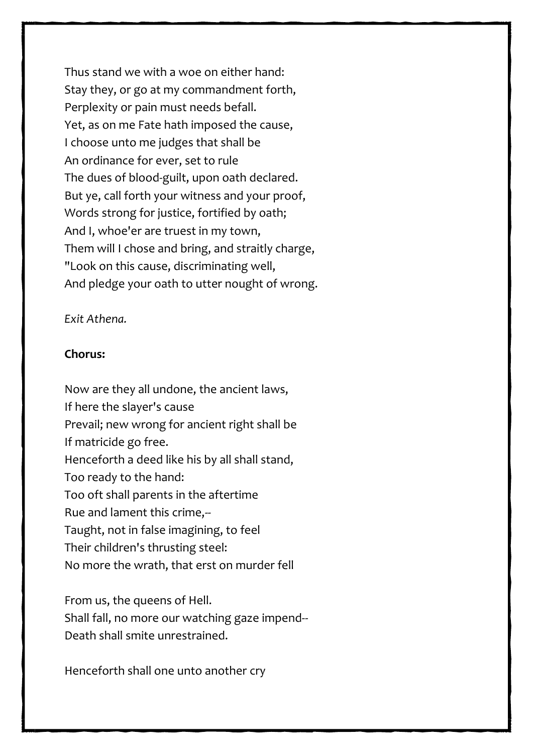Thus stand we with a woe on either hand:
Stay they, or go at my commandment forth,
Perplexity or pain must needs befall.
Yet, as on me Fate hath imposed the cause,
I choose unto me judges that shall be
An ordinance for ever, set to rule
The dues of blood-guilt, upon oath declared.
But ye, call forth your witness and your proof,
Words strong for justice, fortified by oath;
And I, whoe'er are truest in my town,
Them will I chose and bring, and straitly charge,
"Look on this cause, discriminating well,
And pledge your oath to utter nought of wrong.

*Exit Athena.*

**Chorus:**

Now are they all undone, the ancient laws,
If here the slayer's cause
Prevail; new wrong for ancient right shall be
If matricide go free.
Henceforth a deed like his by all shall stand,
Too ready to the hand:
Too oft shall parents in the aftertime
Rue and lament this crime,--
Taught, not in false imagining, to feel
Their children's thrusting steel:
No more the wrath, that erst on murder fell

From us, the queens of Hell.
Shall fall, no more our watching gaze impend--
Death shall smite unrestrained.

Henceforth shall one unto another cry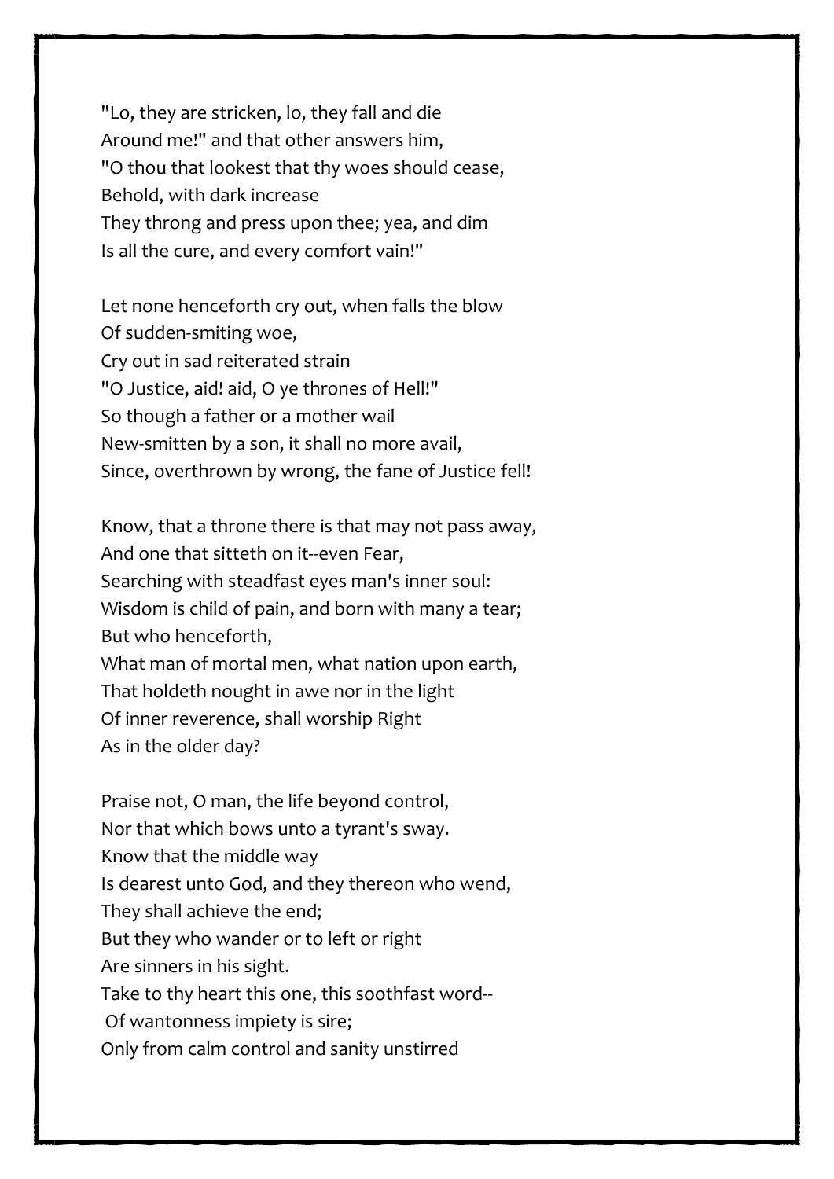"Lo, they are stricken, lo, they fall and die
Around me!" and that other answers him,
"O thou that lookest that thy woes should cease,
Behold, with dark increase
They throng and press upon thee; yea, and dim
Is all the cure, and every comfort vain!"

Let none henceforth cry out, when falls the blow
Of sudden-smiting woe,
Cry out in sad reiterated strain
"O Justice, aid! aid, O ye thrones of Hell!"
So though a father or a mother wail
New-smitten by a son, it shall no more avail,
Since, overthrown by wrong, the fane of Justice fell!

Know, that a throne there is that may not pass away,
And one that sitteth on it--even Fear,
Searching with steadfast eyes man's inner soul:
Wisdom is child of pain, and born with many a tear;
But who henceforth,
What man of mortal men, what nation upon earth,
That holdeth nought in awe nor in the light
Of inner reverence, shall worship Right
As in the older day?

Praise not, O man, the life beyond control,
Nor that which bows unto a tyrant's sway.
Know that the middle way
Is dearest unto God, and they thereon who wend,
They shall achieve the end;
But they who wander or to left or right
Are sinners in his sight.
Take to thy heart this one, this soothfast word--
Of wantonness impiety is sire;
Only from calm control and sanity unstirred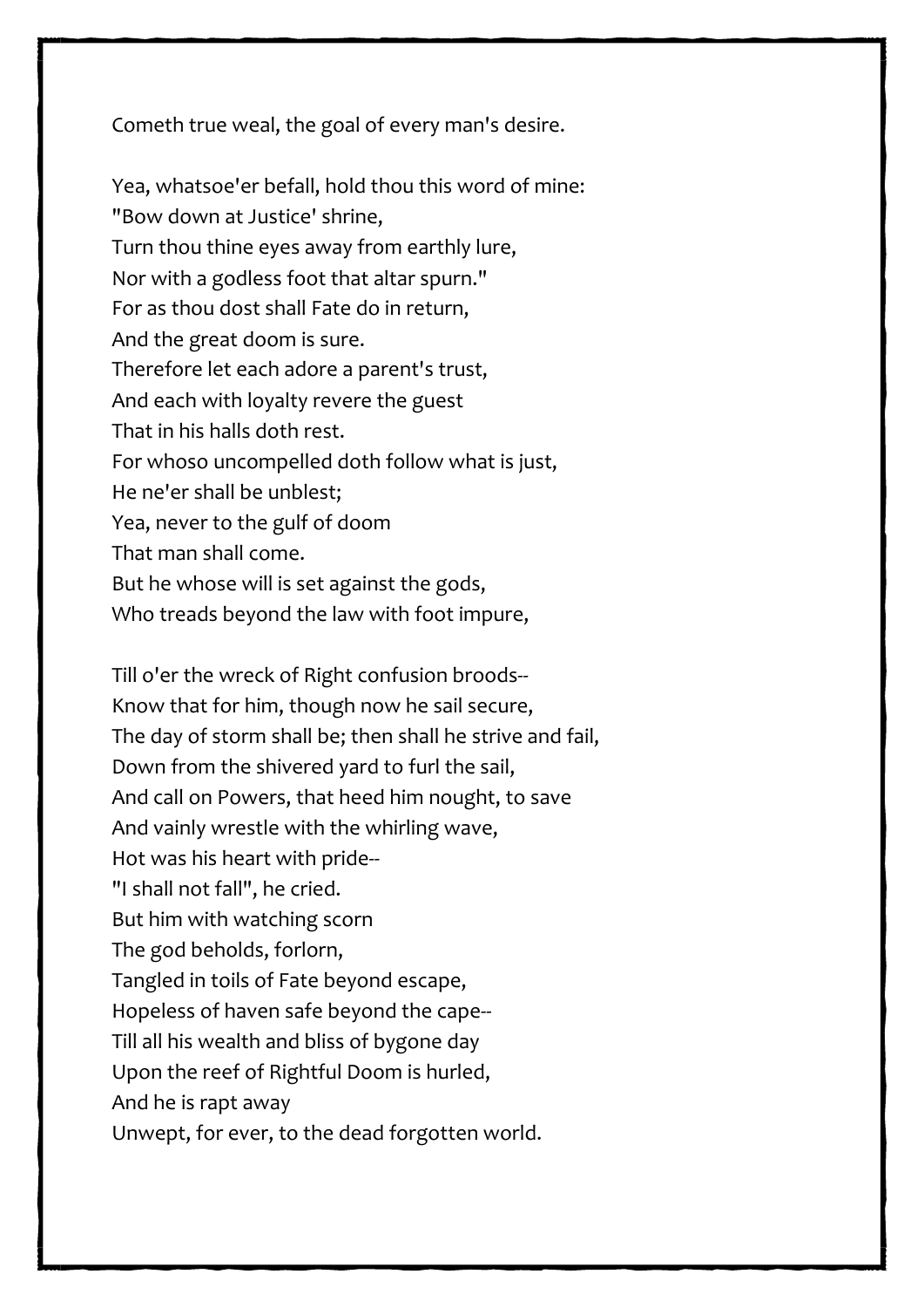Cometh true weal, the goal of every man's desire.

Yea, whatsoe'er befall, hold thou this word of mine:  
"Bow down at Justice' shrine,  
Turn thou thine eyes away from earthly lure,  
Nor with a godless foot that altar spurn."  
For as thou dost shall Fate do in return,  
And the great doom is sure.  
Therefore let each adore a parent's trust,  
And each with loyalty revere the guest  
That in his halls doth rest.  
For whoso uncompelled doth follow what is just,  
He ne'er shall be unblest;  
Yea, never to the gulf of doom  
That man shall come.  
But he whose will is set against the gods,  
Who treads beyond the law with foot impure,

Till o'er the wreck of Right confusion broods--  
Know that for him, though now he sail secure,  
The day of storm shall be; then shall he strive and fail,  
Down from the shivered yard to furl the sail,  
And call on Powers, that heed him nought, to save  
And vainly wrestle with the whirling wave,  
Hot was his heart with pride--  
"I shall not fall", he cried.  
But him with watching scorn  
The god beholds, forlorn,  
Tangled in toils of Fate beyond escape,  
Hopeless of haven safe beyond the cape--  
Till all his wealth and bliss of bygone day  
Upon the reef of Rightful Doom is hurled,  
And he is rapt away  
Unwept, for ever, to the dead forgotten world.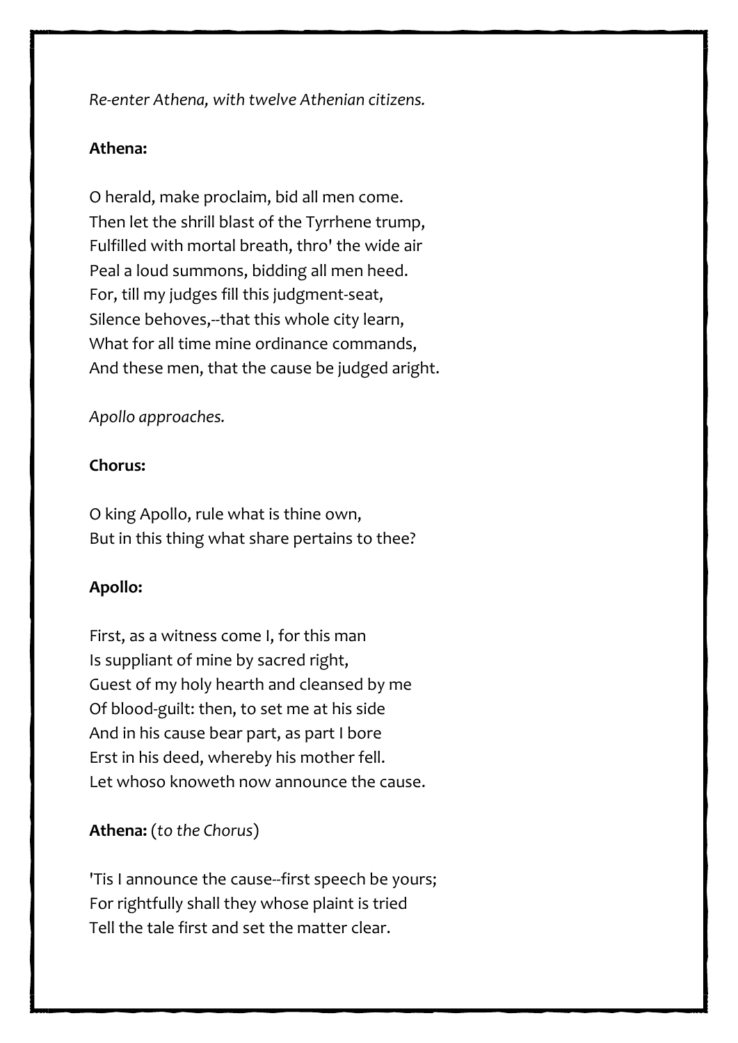*Re-enter Athena, with twelve Athenian citizens.*

**Athena:**

O herald, make proclaim, bid all men come.
Then let the shrill blast of the Tyrrhene trump,
Fulfilled with mortal breath, thro' the wide air
Peal a loud summons, bidding all men heed.
For, till my judges fill this judgment-seat,
Silence behoves,--that this whole city learn,
What for all time mine ordinance commands,
And these men, that the cause be judged aright.

*Apollo approaches.*

**Chorus:**

O king Apollo, rule what is thine own,
But in this thing what share pertains to thee?

**Apollo:**

First, as a witness come I, for this man
Is suppliant of mine by sacred right,
Guest of my holy hearth and cleansed by me
Of blood-guilt: then, to set me at his side
And in his cause bear part, as part I bore
Erst in his deed, whereby his mother fell.
Let whoso knoweth now announce the cause.

**Athena:** (*to the Chorus*)

'Tis I announce the cause--first speech be yours;
For rightfully shall they whose plaint is tried
Tell the tale first and set the matter clear.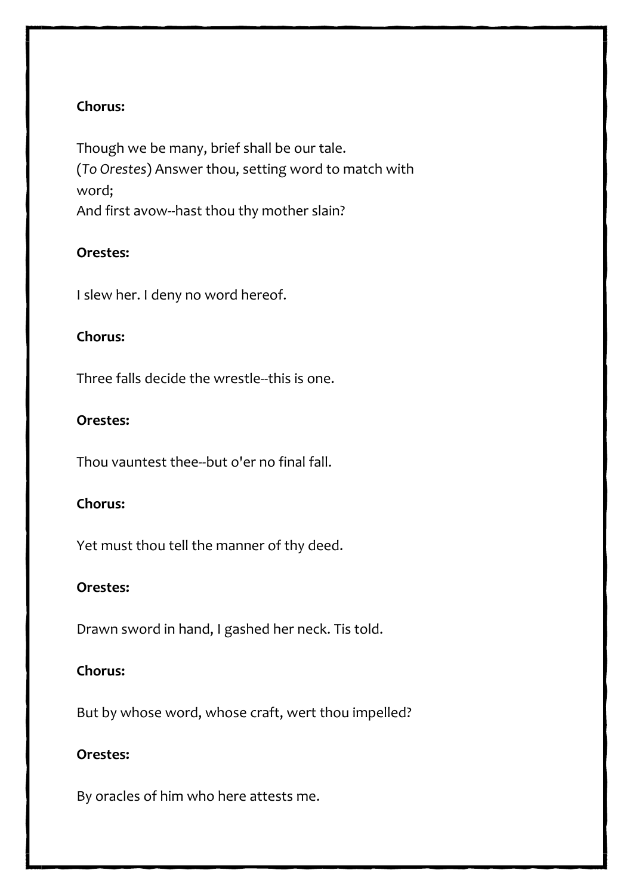**Chorus:**

Though we be many, brief shall be our tale.
(*To Orestes*) Answer thou, setting word to match with word;
And first avow--hast thou thy mother slain?

**Orestes:**

I slew her. I deny no word hereof.

**Chorus:**

Three falls decide the wrestle--this is one.

**Orestes:**

Thou vauntest thee--but o'er no final fall.

**Chorus:**

Yet must thou tell the manner of thy deed.

**Orestes:**

Drawn sword in hand, I gashed her neck. Tis told.

**Chorus:**

But by whose word, whose craft, wert thou impelled?

**Orestes:**

By oracles of him who here attests me.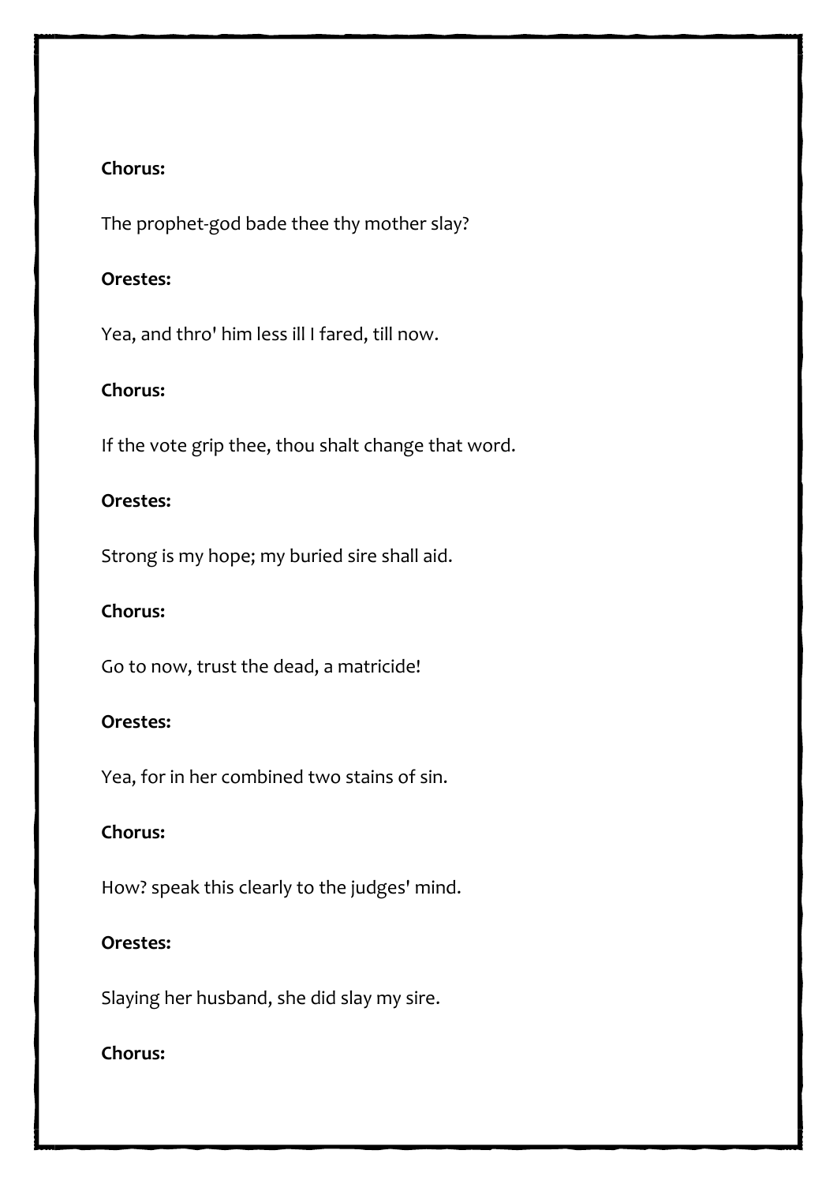**Chorus:**

The prophet-god bade thee thy mother slay?

**Orestes:**

Yea, and thro' him less ill I fared, till now.

**Chorus:**

If the vote grip thee, thou shalt change that word.

**Orestes:**

Strong is my hope; my buried sire shall aid.

**Chorus:**

Go to now, trust the dead, a matricide!

**Orestes:**

Yea, for in her combined two stains of sin.

**Chorus:**

How? speak this clearly to the judges' mind.

**Orestes:**

Slaying her husband, she did slay my sire.

**Chorus:**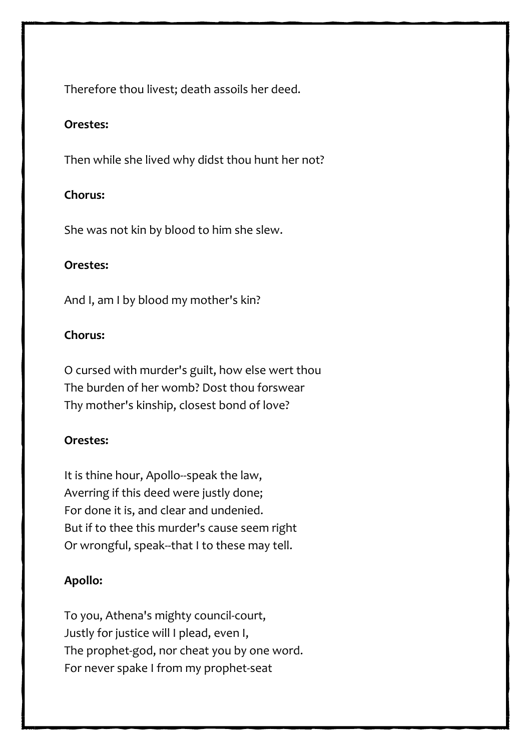Therefore thou livest; death assoils her deed.

**Orestes:**

Then while she lived why didst thou hunt her not?

**Chorus:**

She was not kin by blood to him she slew.

**Orestes:**

And I, am I by blood my mother's kin?

**Chorus:**

O cursed with murder's guilt, how else wert thou
The burden of her womb? Dost thou forswear
Thy mother's kinship, closest bond of love?

**Orestes:**

It is thine hour, Apollo--speak the law,
Averring if this deed were justly done;
For done it is, and clear and undenied.
But if to thee this murder's cause seem right
Or wrongful, speak--that I to these may tell.

**Apollo:**

To you, Athena's mighty council-court,
Justly for justice will I plead, even I,
The prophet-god, nor cheat you by one word.
For never spake I from my prophet-seat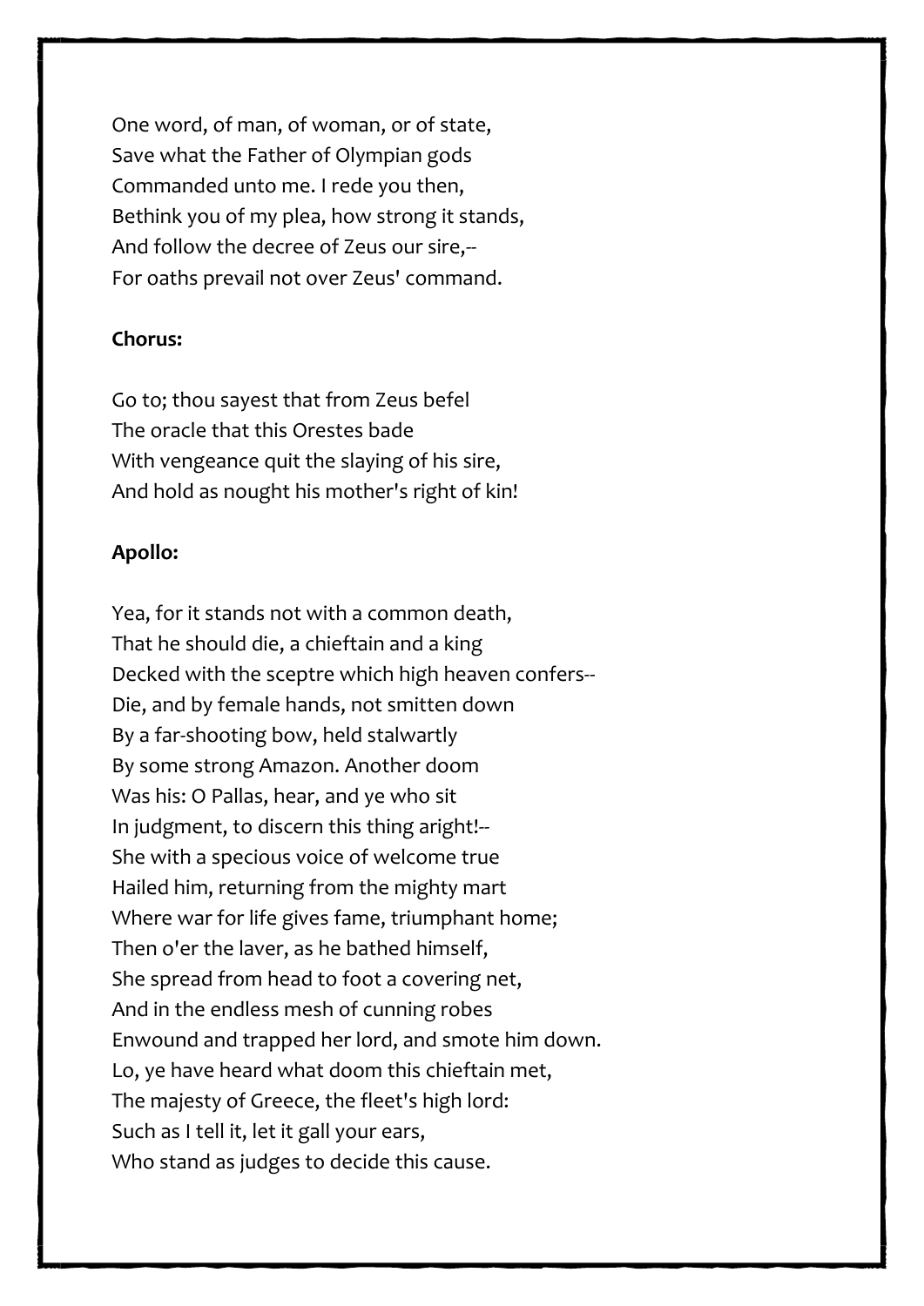One word, of man, of woman, or of state,
Save what the Father of Olympian gods
Commanded unto me. I rede you then,
Bethink you of my plea, how strong it stands,
And follow the decree of Zeus our sire,--
For oaths prevail not over Zeus' command.

**Chorus:**

Go to; thou sayest that from Zeus befel
The oracle that this Orestes bade
With vengeance quit the slaying of his sire,
And hold as nought his mother's right of kin!

**Apollo:**

Yea, for it stands not with a common death,
That he should die, a chieftain and a king
Decked with the sceptre which high heaven confers--
Die, and by female hands, not smitten down
By a far-shooting bow, held stalwartly
By some strong Amazon. Another doom
Was his: O Pallas, hear, and ye who sit
In judgment, to discern this thing aright!--
She with a specious voice of welcome true
Hailed him, returning from the mighty mart
Where war for life gives fame, triumphant home;
Then o'er the laver, as he bathed himself,
She spread from head to foot a covering net,
And in the endless mesh of cunning robes
Enwound and trapped her lord, and smote him down.
Lo, ye have heard what doom this chieftain met,
The majesty of Greece, the fleet's high lord:
Such as I tell it, let it gall your ears,
Who stand as judges to decide this cause.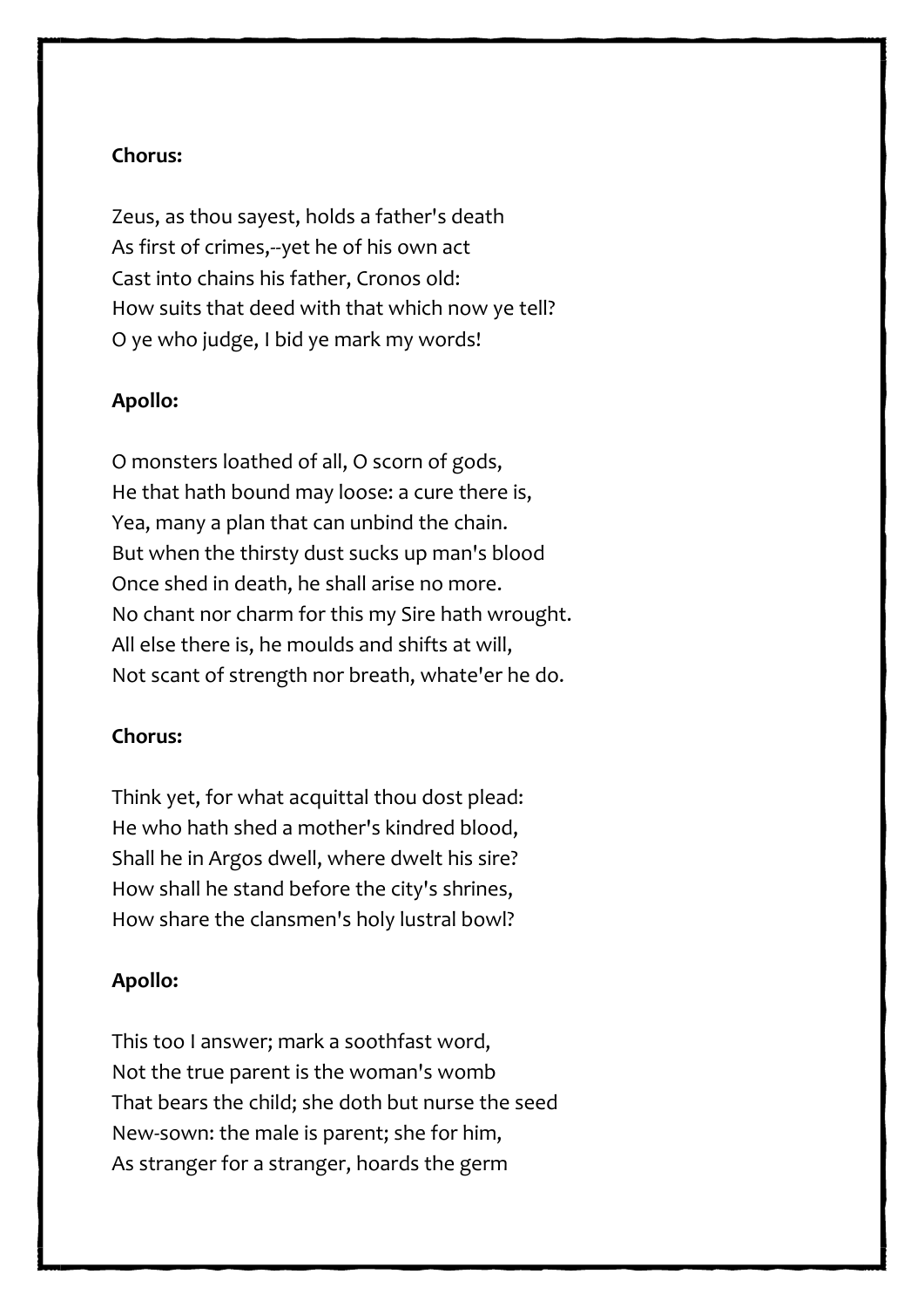**Chorus:**

Zeus, as thou sayest, holds a father's death  
As first of crimes,--yet he of his own act  
Cast into chains his father, Cronos old:  
How suits that deed with that which now ye tell?  
O ye who judge, I bid ye mark my words!

**Apollo:**

O monsters loathed of all, O scorn of gods,  
He that hath bound may loose: a cure there is,  
Yea, many a plan that can unbind the chain.  
But when the thirsty dust sucks up man's blood  
Once shed in death, he shall arise no more.  
No chant nor charm for this my Sire hath wrought.  
All else there is, he moulds and shifts at will,  
Not scant of strength nor breath, whate'er he do.

**Chorus:**

Think yet, for what acquittal thou dost plead:  
He who hath shed a mother's kindred blood,  
Shall he in Argos dwell, where dwelt his sire?  
How shall he stand before the city's shrines,  
How share the clansmen's holy lustral bowl?

**Apollo:**

This too I answer; mark a soothfast word,  
Not the true parent is the woman's womb  
That bears the child; she doth but nurse the seed  
New-sown: the male is parent; she for him,  
As stranger for a stranger, hoards the germ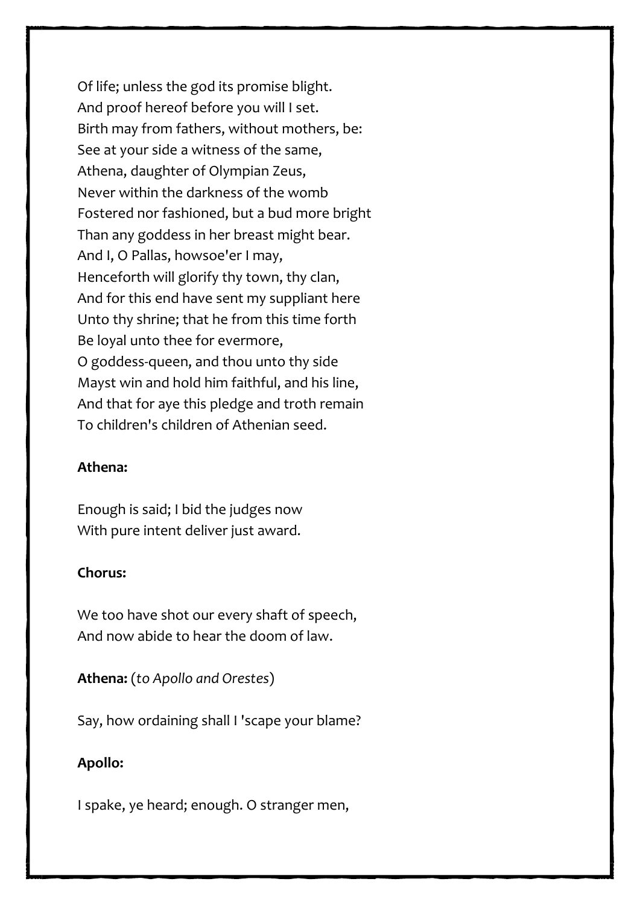Of life; unless the god its promise blight.
And proof hereof before you will I set.
Birth may from fathers, without mothers, be:
See at your side a witness of the same,
Athena, daughter of Olympian Zeus,
Never within the darkness of the womb
Fostered nor fashioned, but a bud more bright
Than any goddess in her breast might bear.
And I, O Pallas, howsoe'er I may,
Henceforth will glorify thy town, thy clan,
And for this end have sent my suppliant here
Unto thy shrine; that he from this time forth
Be loyal unto thee for evermore,
O goddess-queen, and thou unto thy side
Mayst win and hold him faithful, and his line,
And that for aye this pledge and troth remain
To children's children of Athenian seed.

**Athena:**

Enough is said; I bid the judges now
With pure intent deliver just award.

**Chorus:**

We too have shot our every shaft of speech,
And now abide to hear the doom of law.

**Athena:** (*to Apollo and Orestes*)

Say, how ordaining shall I 'scape your blame?

**Apollo:**

I spake, ye heard; enough. O stranger men,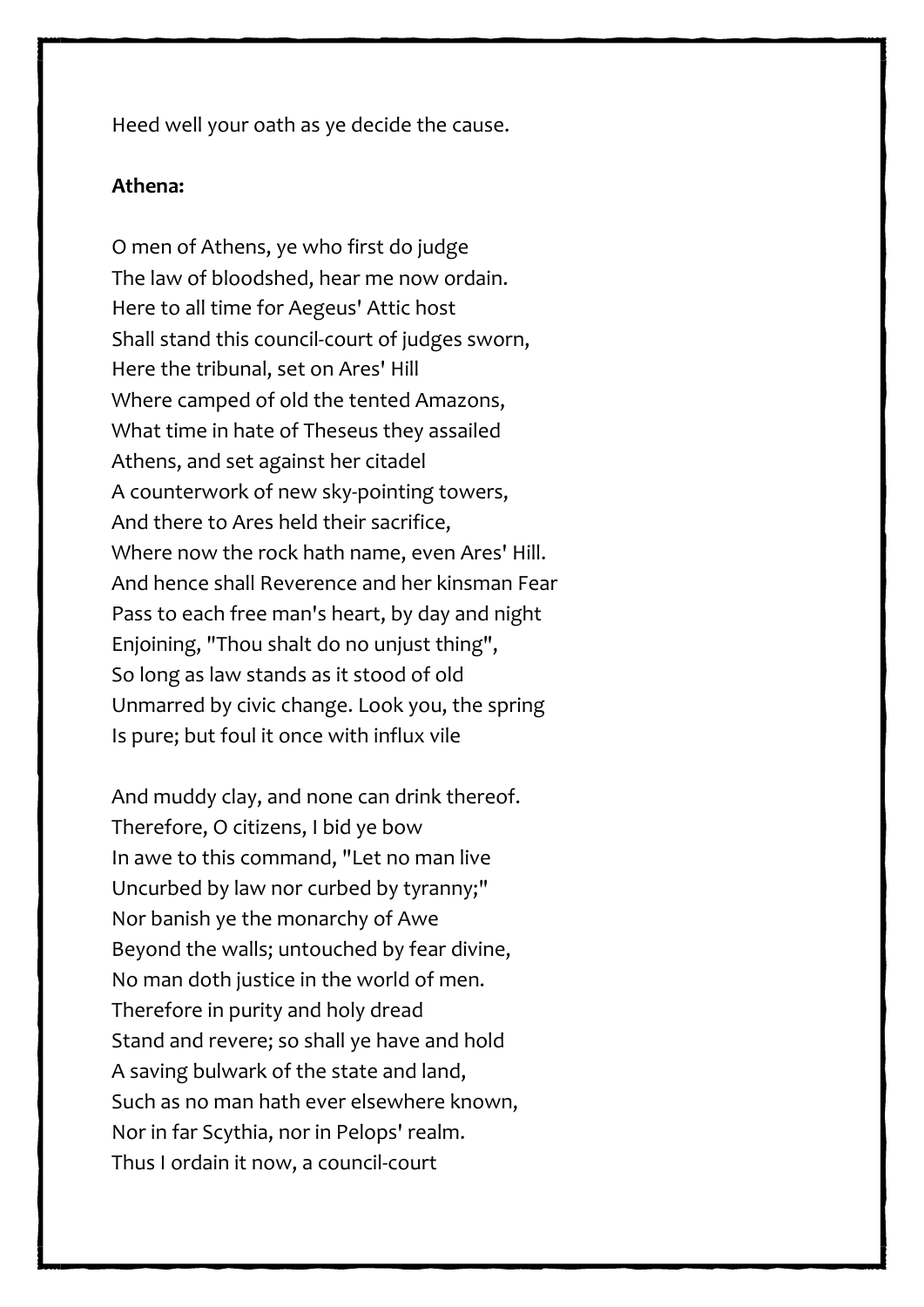Heed well your oath as ye decide the cause.

**Athena:**

O men of Athens, ye who first do judge
The law of bloodshed, hear me now ordain.
Here to all time for Aegeus' Attic host
Shall stand this council-court of judges sworn,
Here the tribunal, set on Ares' Hill
Where camped of old the tented Amazons,
What time in hate of Theseus they assailed
Athens, and set against her citadel
A counterwork of new sky-pointing towers,
And there to Ares held their sacrifice,
Where now the rock hath name, even Ares' Hill.
And hence shall Reverence and her kinsman Fear
Pass to each free man's heart, by day and night
Enjoining, "Thou shalt do no unjust thing",
So long as law stands as it stood of old
Unmarred by civic change. Look you, the spring
Is pure; but foul it once with influx vile

And muddy clay, and none can drink thereof.
Therefore, O citizens, I bid ye bow
In awe to this command, "Let no man live
Uncurbed by law nor curbed by tyranny;"
Nor banish ye the monarchy of Awe
Beyond the walls; untouched by fear divine,
No man doth justice in the world of men.
Therefore in purity and holy dread
Stand and revere; so shall ye have and hold
A saving bulwark of the state and land,
Such as no man hath ever elsewhere known,
Nor in far Scythia, nor in Pelops' realm.
Thus I ordain it now, a council-court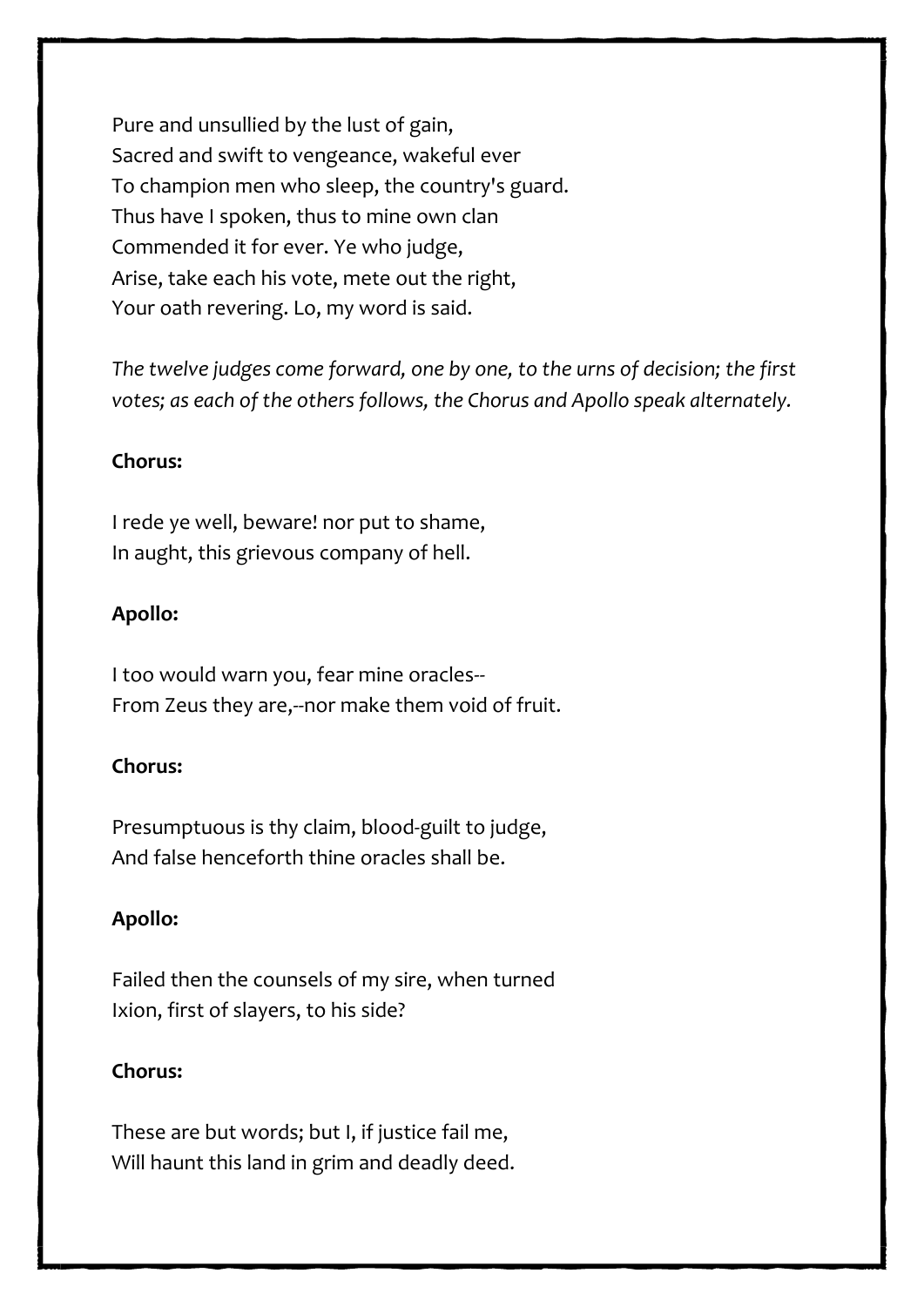Pure and unsullied by the lust of gain,
Sacred and swift to vengeance, wakeful ever
To champion men who sleep, the country's guard.
Thus have I spoken, thus to mine own clan
Commended it for ever. Ye who judge,
Arise, take each his vote, mete out the right,
Your oath revering. Lo, my word is said.

*The twelve judges come forward, one by one, to the urns of decision; the first votes; as each of the others follows, the Chorus and Apollo speak alternately.*

**Chorus:**

I rede ye well, beware! nor put to shame,
In aught, this grievous company of hell.

**Apollo:**

I too would warn you, fear mine oracles--
From Zeus they are,--nor make them void of fruit.

**Chorus:**

Presumptuous is thy claim, blood-guilt to judge,
And false henceforth thine oracles shall be.

**Apollo:**

Failed then the counsels of my sire, when turned
Ixion, first of slayers, to his side?

**Chorus:**

These are but words; but I, if justice fail me,
Will haunt this land in grim and deadly deed.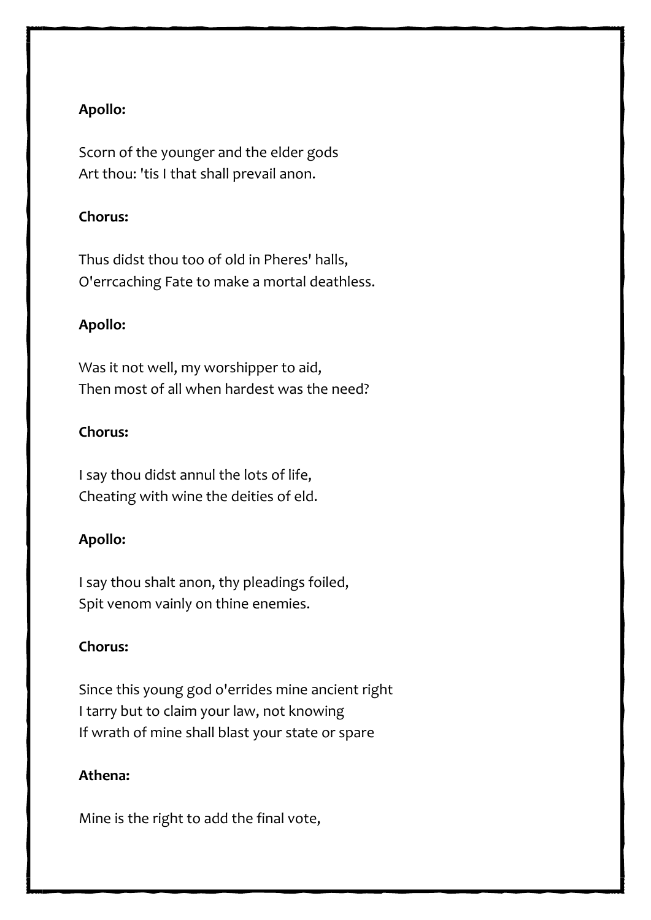**Apollo:**

Scorn of the younger and the elder gods
Art thou: 'tis I that shall prevail anon.

**Chorus:**

Thus didst thou too of old in Pheres' halls,
O'errcaching Fate to make a mortal deathless.

**Apollo:**

Was it not well, my worshipper to aid,
Then most of all when hardest was the need?

**Chorus:**

I say thou didst annul the lots of life,
Cheating with wine the deities of eld.

**Apollo:**

I say thou shalt anon, thy pleadings foiled,
Spit venom vainly on thine enemies.

**Chorus:**

Since this young god o'errides mine ancient right
I tarry but to claim your law, not knowing
If wrath of mine shall blast your state or spare

**Athena:**

Mine is the right to add the final vote,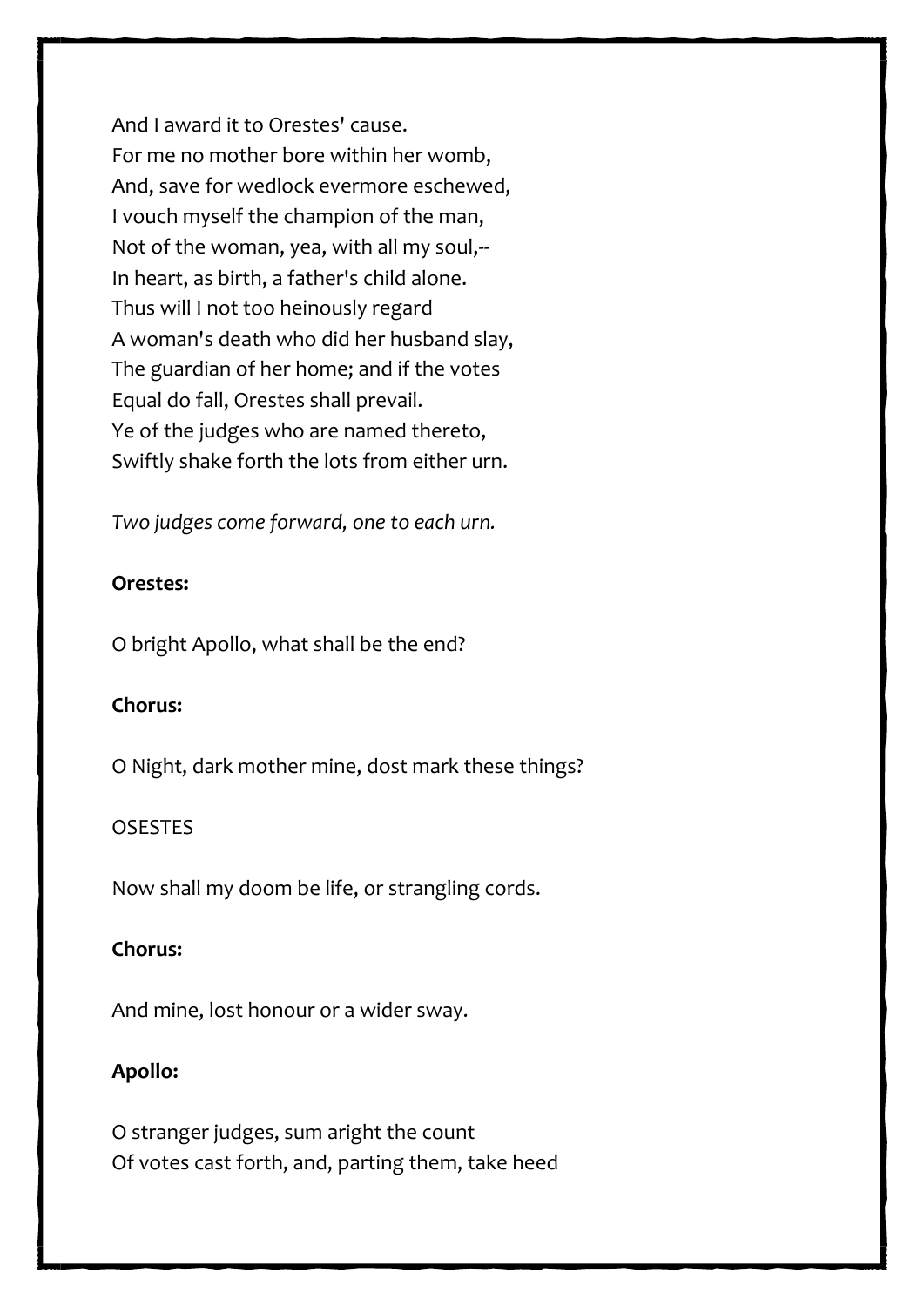And I award it to Orestes' cause.
For me no mother bore within her womb,
And, save for wedlock evermore eschewed,
I vouch myself the champion of the man,
Not of the woman, yea, with all my soul,--
In heart, as birth, a father's child alone.
Thus will I not too heinously regard
A woman's death who did her husband slay,
The guardian of her home; and if the votes
Equal do fall, Orestes shall prevail.
Ye of the judges who are named thereto,
Swiftly shake forth the lots from either urn.

*Two judges come forward, one to each urn.*

**Orestes:**

O bright Apollo, what shall be the end?

**Chorus:**

O Night, dark mother mine, dost mark these things?

OSESTES

Now shall my doom be life, or strangling cords.

**Chorus:**

And mine, lost honour or a wider sway.

**Apollo:**

O stranger judges, sum aright the count
Of votes cast forth, and, parting them, take heed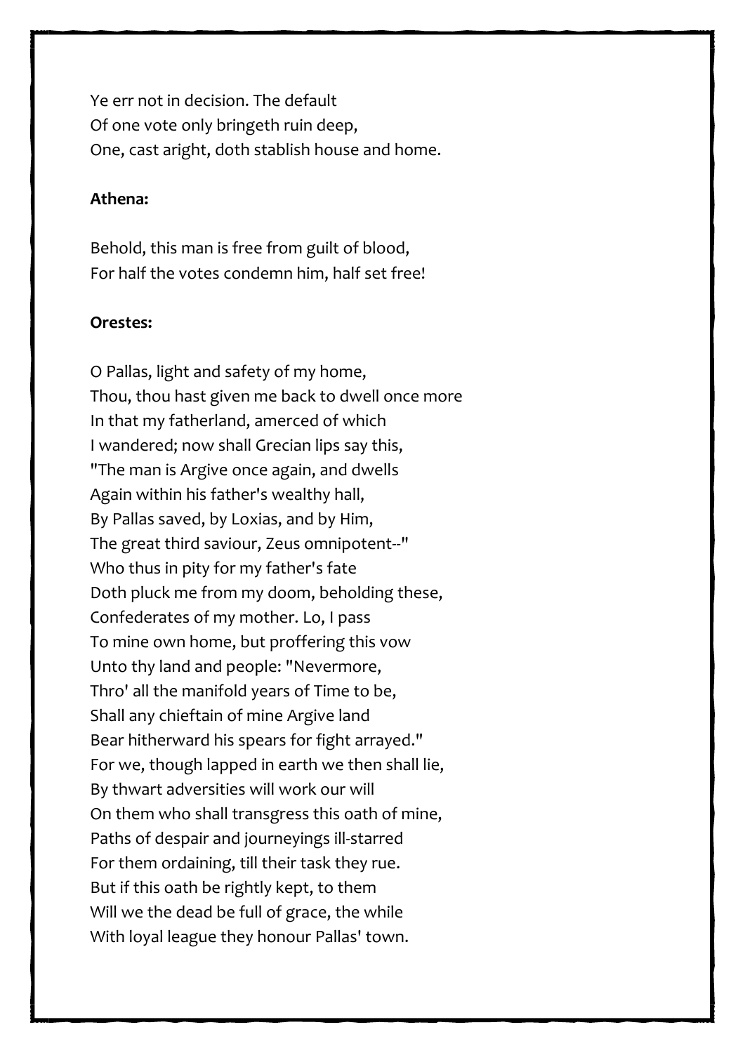Ye err not in decision. The default
Of one vote only bringeth ruin deep,
One, cast aright, doth stablish house and home.

**Athena:**

Behold, this man is free from guilt of blood,
For half the votes condemn him, half set free!

**Orestes:**

O Pallas, light and safety of my home,
Thou, thou hast given me back to dwell once more
In that my fatherland, amerced of which
I wandered; now shall Grecian lips say this,
"The man is Argive once again, and dwells
Again within his father's wealthy hall,
By Pallas saved, by Loxias, and by Him,
The great third saviour, Zeus omnipotent--"
Who thus in pity for my father's fate
Doth pluck me from my doom, beholding these,
Confederates of my mother. Lo, I pass
To mine own home, but proffering this vow
Unto thy land and people: "Nevermore,
Thro' all the manifold years of Time to be,
Shall any chieftain of mine Argive land
Bear hitherward his spears for fight arrayed."
For we, though lapped in earth we then shall lie,
By thwart adversities will work our will
On them who shall transgress this oath of mine,
Paths of despair and journeyings ill-starred
For them ordaining, till their task they rue.
But if this oath be rightly kept, to them
Will we the dead be full of grace, the while
With loyal league they honour Pallas' town.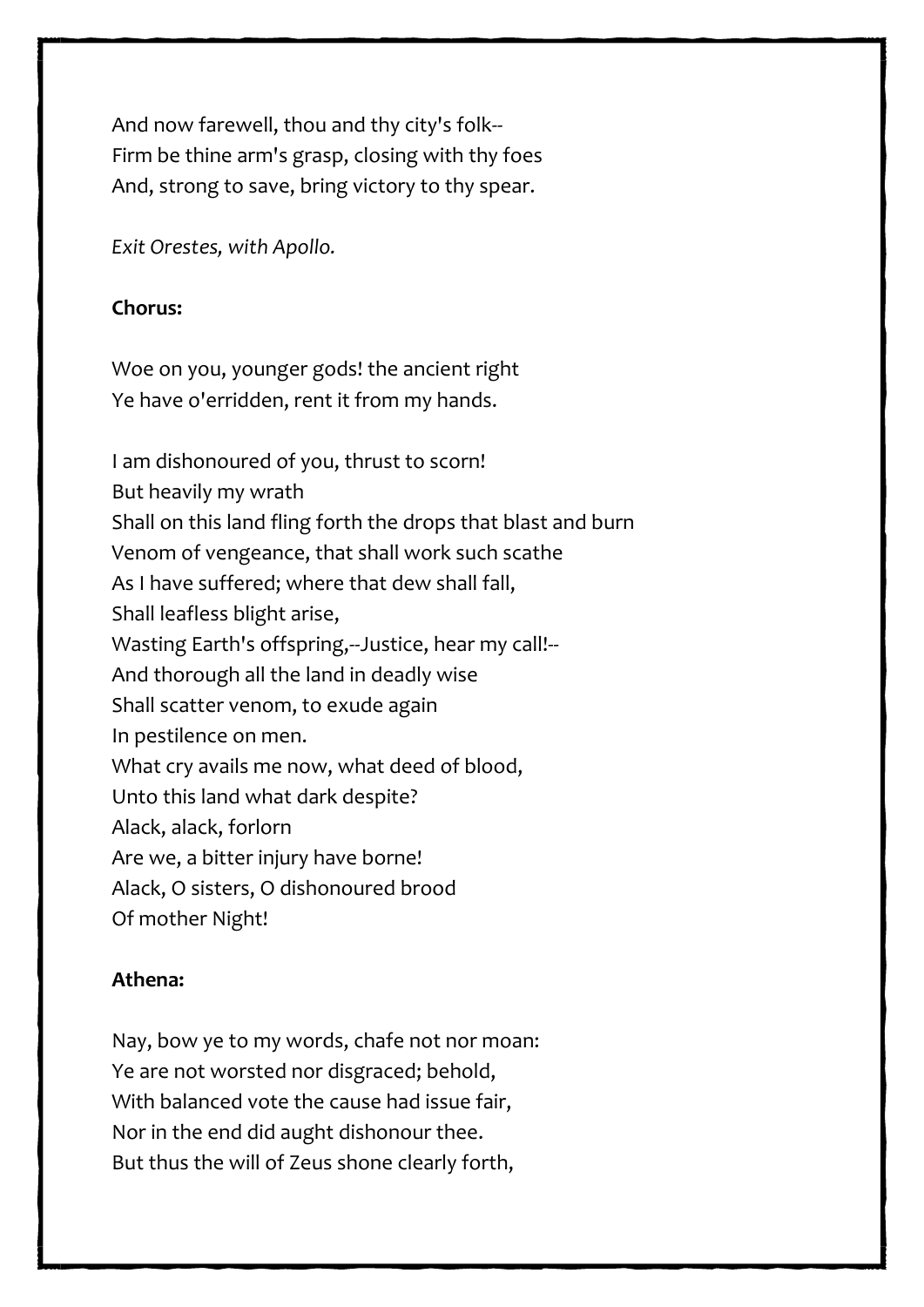And now farewell, thou and thy city's folk--
Firm be thine arm's grasp, closing with thy foes
And, strong to save, bring victory to thy spear.

*Exit Orestes, with Apollo.*

**Chorus:**

Woe on you, younger gods! the ancient right
Ye have o'erridden, rent it from my hands.

I am dishonoured of you, thrust to scorn!
But heavily my wrath
Shall on this land fling forth the drops that blast and burn
Venom of vengeance, that shall work such scathe
As I have suffered; where that dew shall fall,
Shall leafless blight arise,
Wasting Earth's offspring,--Justice, hear my call!--
And thorough all the land in deadly wise
Shall scatter venom, to exude again
In pestilence on men.
What cry avails me now, what deed of blood,
Unto this land what dark despite?
Alack, alack, forlorn
Are we, a bitter injury have borne!
Alack, O sisters, O dishonoured brood
Of mother Night!

**Athena:**

Nay, bow ye to my words, chafe not nor moan:
Ye are not worsted nor disgraced; behold,
With balanced vote the cause had issue fair,
Nor in the end did aught dishonour thee.
But thus the will of Zeus shone clearly forth,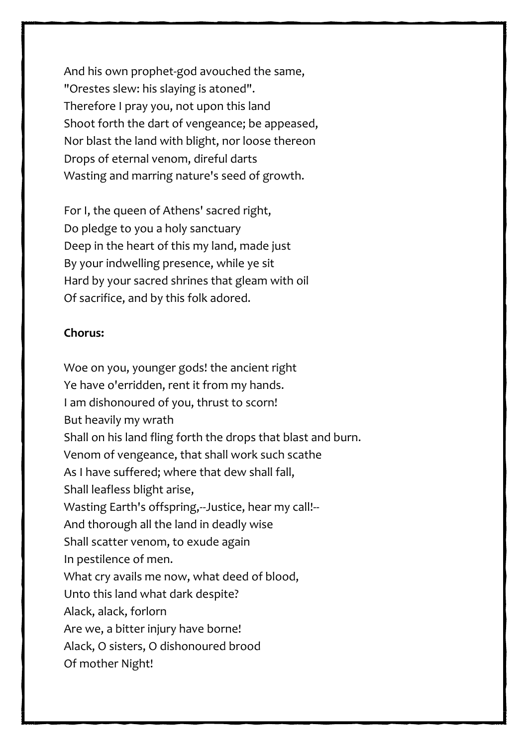And his own prophet-god avouched the same,  
"Orestes slew: his slaying is atoned".  
Therefore I pray you, not upon this land  
Shoot forth the dart of vengeance; be appeased,  
Nor blast the land with blight, nor loose thereon  
Drops of eternal venom, direful darts  
Wasting and marring nature's seed of growth.

For I, the queen of Athens' sacred right,  
Do pledge to you a holy sanctuary  
Deep in the heart of this my land, made just  
By your indwelling presence, while ye sit  
Hard by your sacred shrines that gleam with oil  
Of sacrifice, and by this folk adored.

**Chorus:**

Woe on you, younger gods! the ancient right  
Ye have o'erridden, rent it from my hands.  
I am dishonoured of you, thrust to scorn!  
But heavily my wrath  
Shall on his land fling forth the drops that blast and burn.  
Venom of vengeance, that shall work such scathe  
As I have suffered; where that dew shall fall,  
Shall leafless blight arise,  
Wasting Earth's offspring,--Justice, hear my call!--  
And thorough all the land in deadly wise  
Shall scatter venom, to exude again  
In pestilence of men.  
What cry avails me now, what deed of blood,  
Unto this land what dark despite?  
Alack, alack, forlorn  
Are we, a bitter injury have borne!  
Alack, O sisters, O dishonoured brood  
Of mother Night!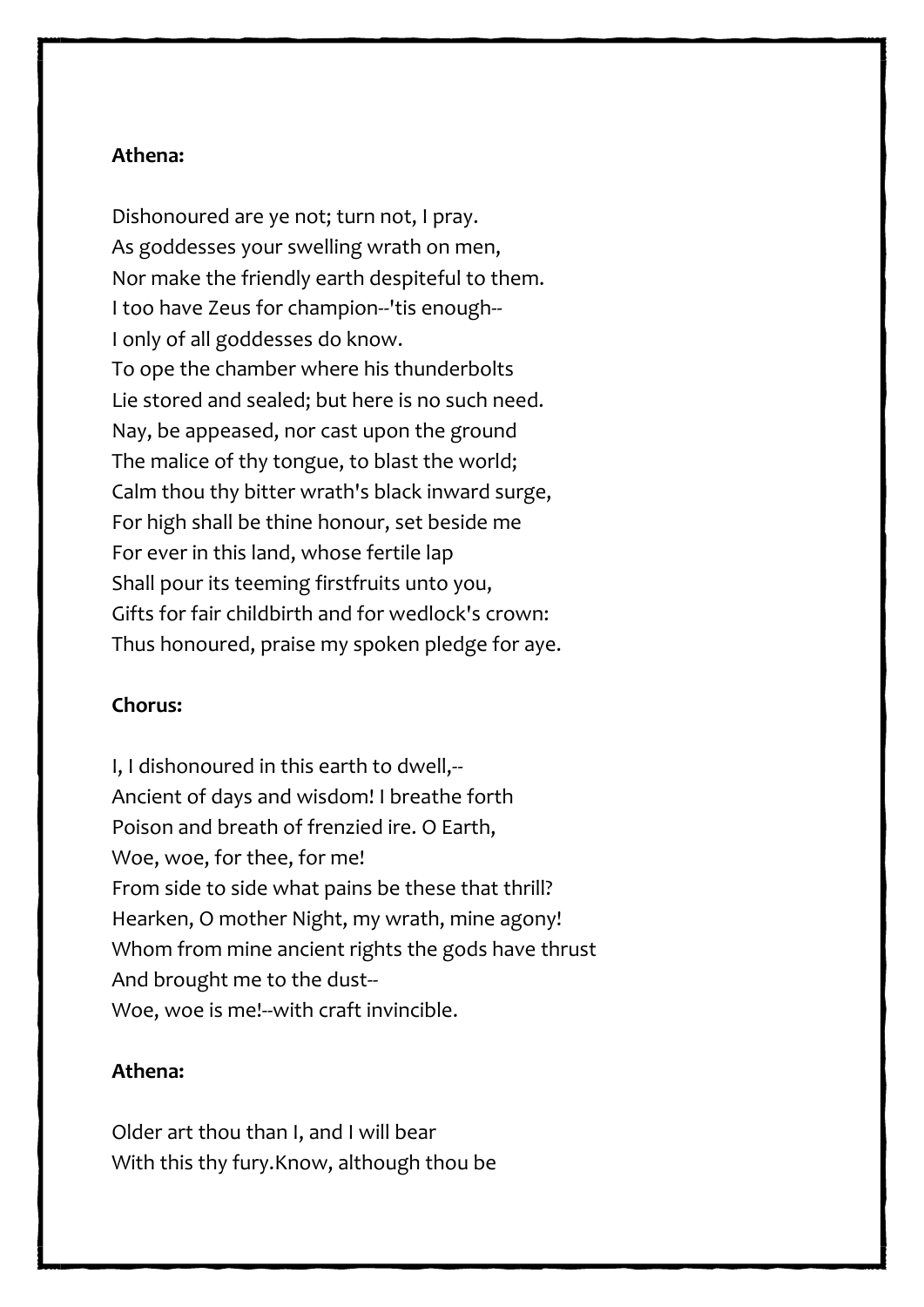**Athena:**

Dishonoured are ye not; turn not, I pray.
As goddesses your swelling wrath on men,
Nor make the friendly earth despiteful to them.
I too have Zeus for champion--'tis enough--
I only of all goddesses do know.
To ope the chamber where his thunderbolts
Lie stored and sealed; but here is no such need.
Nay, be appeased, nor cast upon the ground
The malice of thy tongue, to blast the world;
Calm thou thy bitter wrath's black inward surge,
For high shall be thine honour, set beside me
For ever in this land, whose fertile lap
Shall pour its teeming firstfruits unto you,
Gifts for fair childbirth and for wedlock's crown:
Thus honoured, praise my spoken pledge for aye.

**Chorus:**

I, I dishonoured in this earth to dwell,--
Ancient of days and wisdom! I breathe forth
Poison and breath of frenzied ire. O Earth,
Woe, woe, for thee, for me!
From side to side what pains be these that thrill?
Hearken, O mother Night, my wrath, mine agony!
Whom from mine ancient rights the gods have thrust
And brought me to the dust--
Woe, woe is me!--with craft invincible.

**Athena:**

Older art thou than I, and I will bear
With this thy fury.Know, although thou be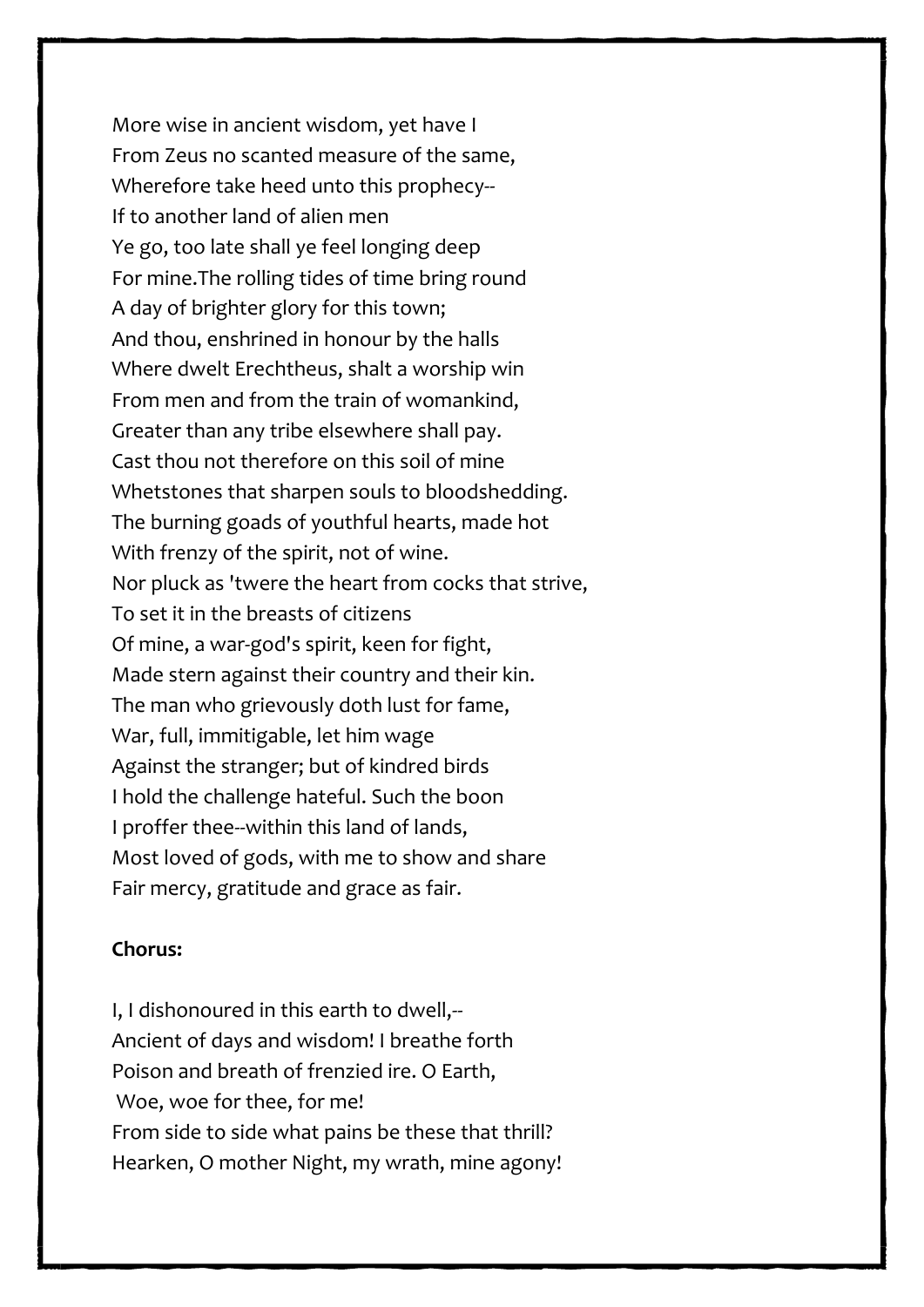More wise in ancient wisdom, yet have I
From Zeus no scanted measure of the same,
Wherefore take heed unto this prophecy--
If to another land of alien men
Ye go, too late shall ye feel longing deep
For mine.The rolling tides of time bring round
A day of brighter glory for this town;
And thou, enshrined in honour by the halls
Where dwelt Erechtheus, shalt a worship win
From men and from the train of womankind,
Greater than any tribe elsewhere shall pay.
Cast thou not therefore on this soil of mine
Whetstones that sharpen souls to bloodshedding.
The burning goads of youthful hearts, made hot
With frenzy of the spirit, not of wine.
Nor pluck as 'twere the heart from cocks that strive,
To set it in the breasts of citizens
Of mine, a war-god's spirit, keen for fight,
Made stern against their country and their kin.
The man who grievously doth lust for fame,
War, full, immitigable, let him wage
Against the stranger; but of kindred birds
I hold the challenge hateful. Such the boon
I proffer thee--within this land of lands,
Most loved of gods, with me to show and share
Fair mercy, gratitude and grace as fair.

**Chorus:**

I, I dishonoured in this earth to dwell,--
Ancient of days and wisdom! I breathe forth
Poison and breath of frenzied ire. O Earth,
Woe, woe for thee, for me!
From side to side what pains be these that thrill?
Hearken, O mother Night, my wrath, mine agony!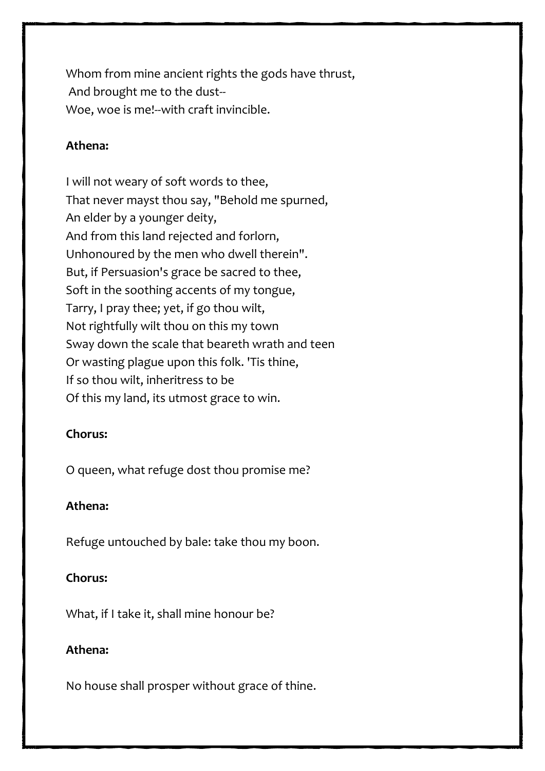Whom from mine ancient rights the gods have thrust,
And brought me to the dust--
Woe, woe is me!--with craft invincible.

**Athena:**

I will not weary of soft words to thee,
That never mayst thou say, "Behold me spurned,
An elder by a younger deity,
And from this land rejected and forlorn,
Unhonoured by the men who dwell therein".
But, if Persuasion's grace be sacred to thee,
Soft in the soothing accents of my tongue,
Tarry, I pray thee; yet, if go thou wilt,
Not rightfully wilt thou on this my town
Sway down the scale that beareth wrath and teen
Or wasting plague upon this folk. 'Tis thine,
If so thou wilt, inheritress to be
Of this my land, its utmost grace to win.

**Chorus:**

O queen, what refuge dost thou promise me?

**Athena:**

Refuge untouched by bale: take thou my boon.

**Chorus:**

What, if I take it, shall mine honour be?

**Athena:**

No house shall prosper without grace of thine.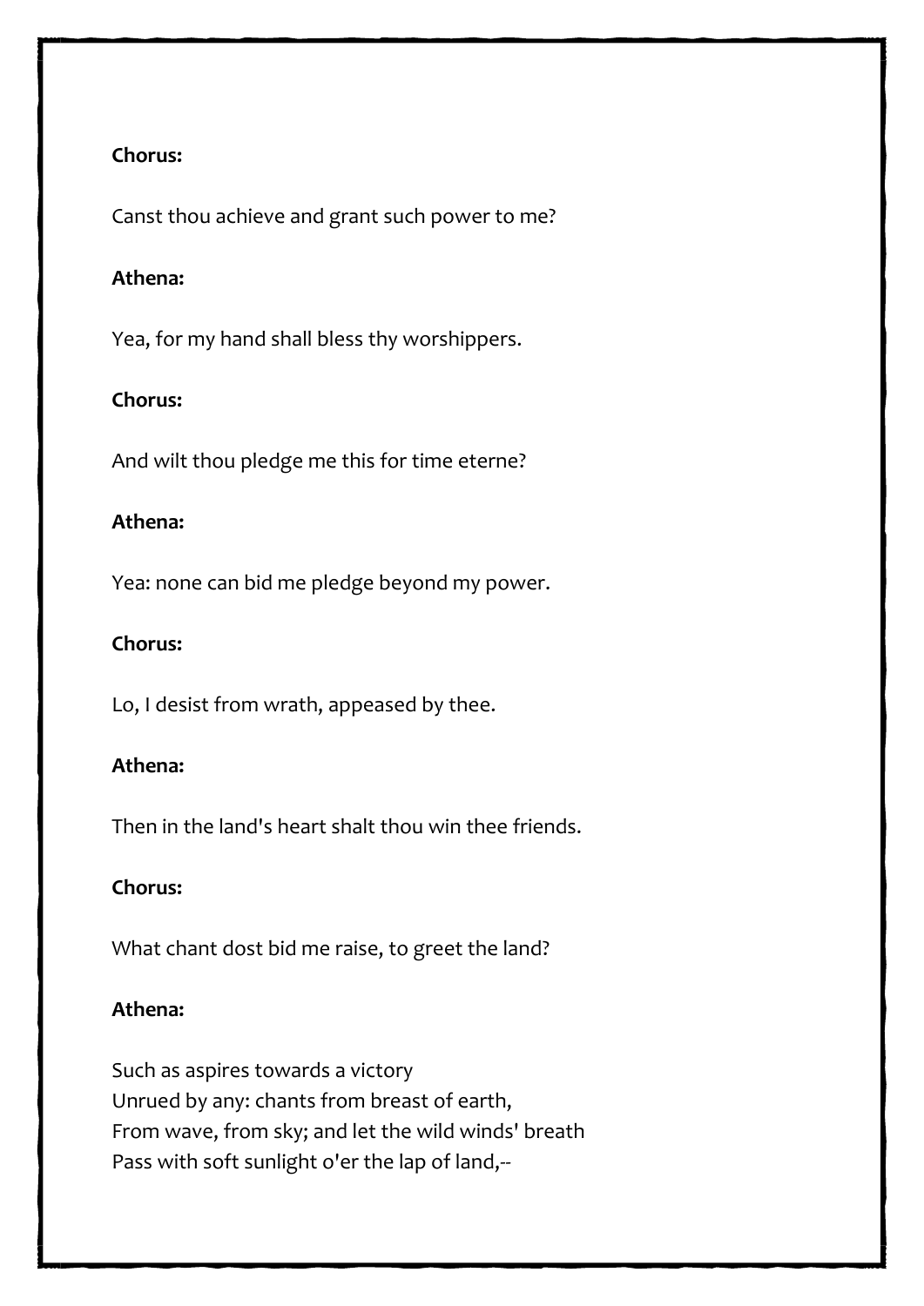**Chorus:**

Canst thou achieve and grant such power to me?

**Athena:**

Yea, for my hand shall bless thy worshippers.

**Chorus:**

And wilt thou pledge me this for time eterne?

**Athena:**

Yea: none can bid me pledge beyond my power.

**Chorus:**

Lo, I desist from wrath, appeased by thee.

**Athena:**

Then in the land's heart shalt thou win thee friends.

**Chorus:**

What chant dost bid me raise, to greet the land?

**Athena:**

Such as aspires towards a victory
Unrued by any: chants from breast of earth,
From wave, from sky; and let the wild winds' breath
Pass with soft sunlight o'er the lap of land,--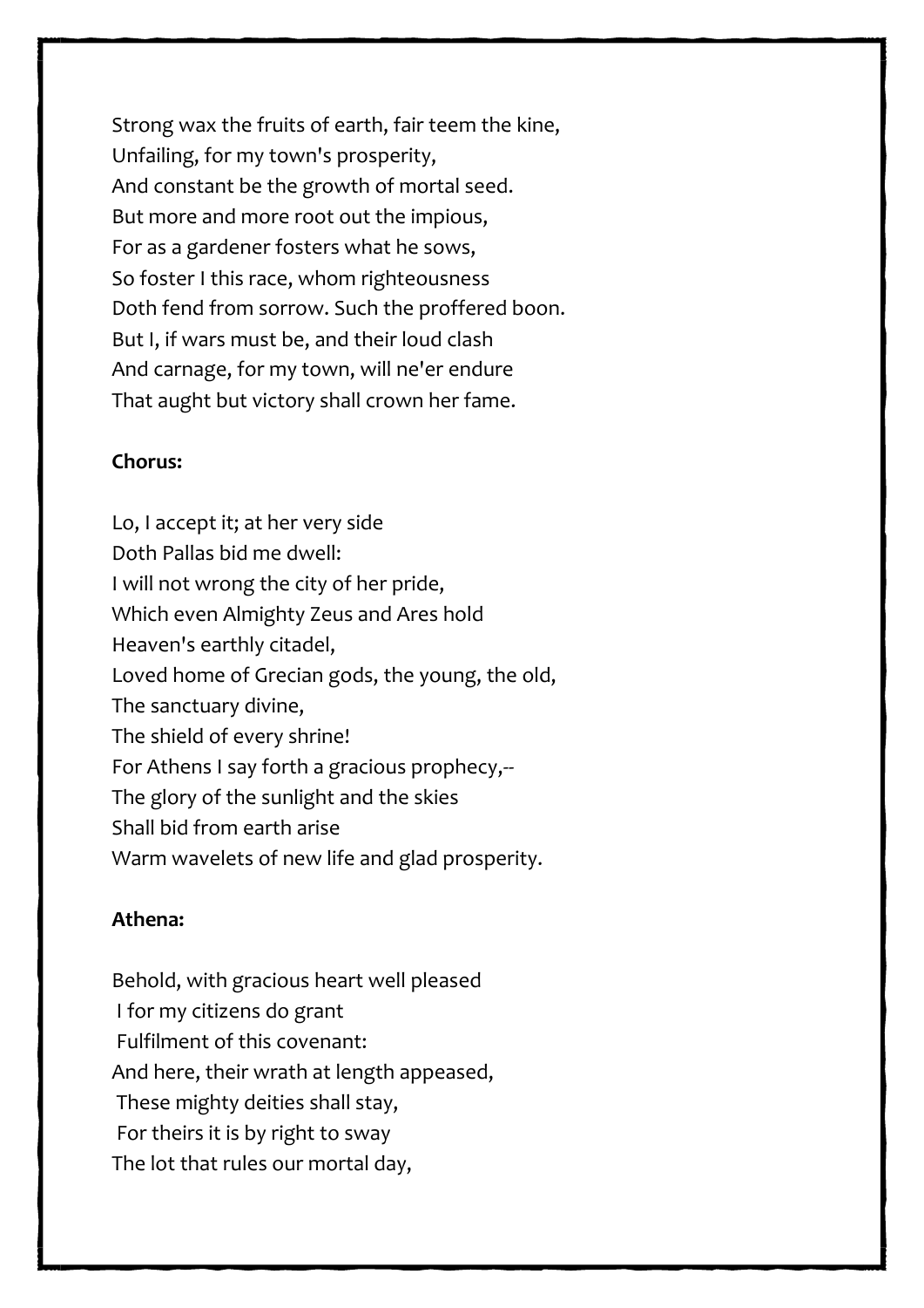Strong wax the fruits of earth, fair teem the kine,
Unfailing, for my town's prosperity,
And constant be the growth of mortal seed.
But more and more root out the impious,
For as a gardener fosters what he sows,
So foster I this race, whom righteousness
Doth fend from sorrow. Such the proffered boon.
But I, if wars must be, and their loud clash
And carnage, for my town, will ne'er endure
That aught but victory shall crown her fame.

**Chorus:**

Lo, I accept it; at her very side
Doth Pallas bid me dwell:
I will not wrong the city of her pride,
Which even Almighty Zeus and Ares hold
Heaven's earthly citadel,
Loved home of Grecian gods, the young, the old,
The sanctuary divine,
The shield of every shrine!
For Athens I say forth a gracious prophecy,--
The glory of the sunlight and the skies
Shall bid from earth arise
Warm wavelets of new life and glad prosperity.

**Athena:**

Behold, with gracious heart well pleased
I for my citizens do grant
Fulfilment of this covenant:
And here, their wrath at length appeased,
These mighty deities shall stay,
For theirs it is by right to sway
The lot that rules our mortal day,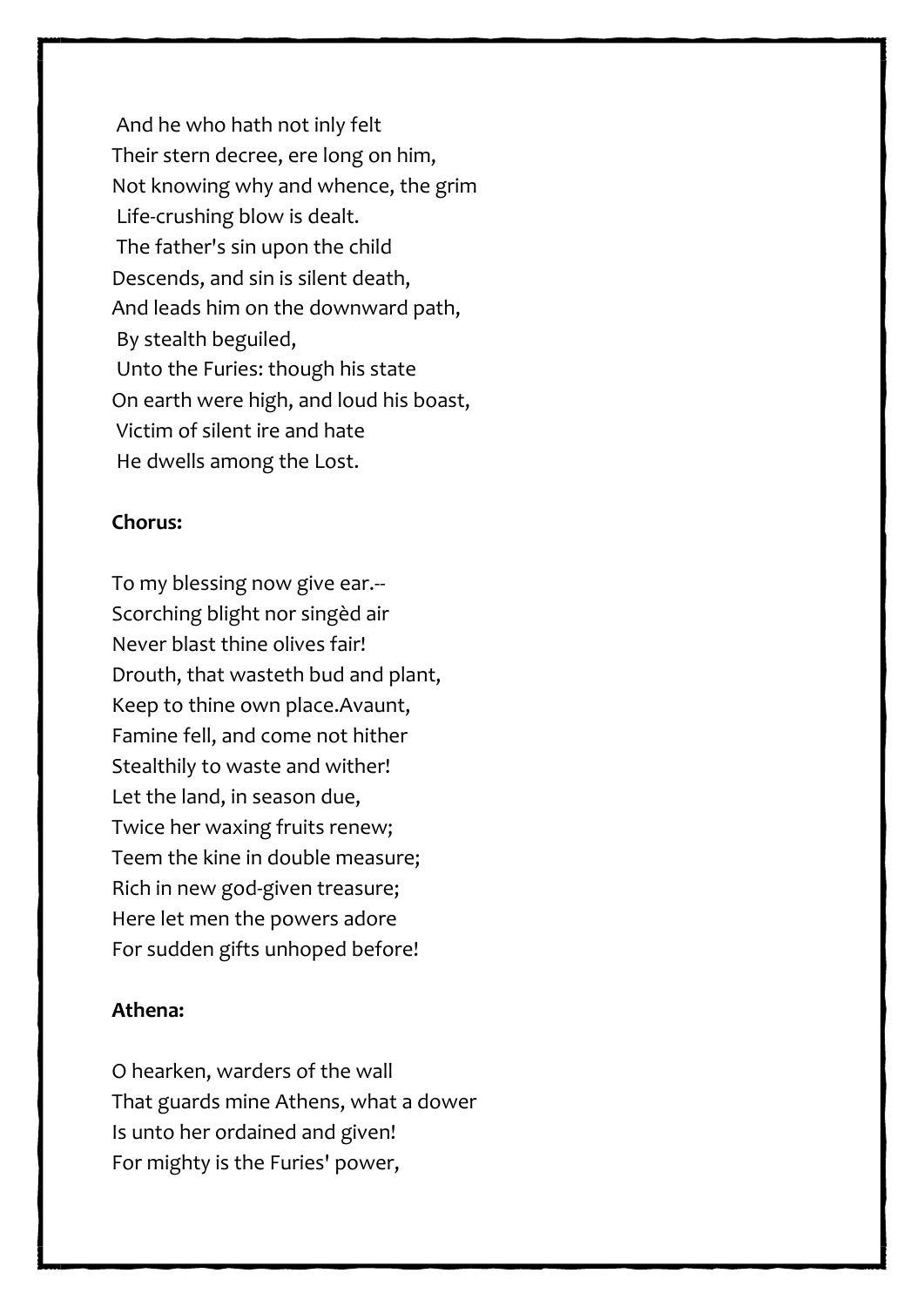And he who hath not inly felt
Their stern decree, ere long on him,
Not knowing why and whence, the grim
Life-crushing blow is dealt.
The father's sin upon the child
Descends, and sin is silent death,
And leads him on the downward path,
By stealth beguiled,
Unto the Furies: though his state
On earth were high, and loud his boast,
Victim of silent ire and hate
He dwells among the Lost.

**Chorus:**

To my blessing now give ear.--
Scorching blight nor singèd air
Never blast thine olives fair!
Drouth, that wasteth bud and plant,
Keep to thine own place.Avaunt,
Famine fell, and come not hither
Stealthily to waste and wither!
Let the land, in season due,
Twice her waxing fruits renew;
Teem the kine in double measure;
Rich in new god-given treasure;
Here let men the powers adore
For sudden gifts unhoped before!

**Athena:**

O hearken, warders of the wall
That guards mine Athens, what a dower
Is unto her ordained and given!
For mighty is the Furies' power,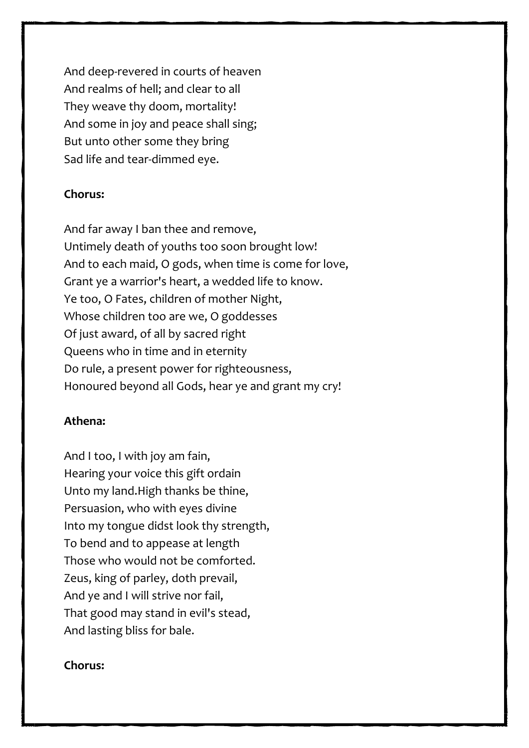And deep-revered in courts of heaven
And realms of hell; and clear to all
They weave thy doom, mortality!
And some in joy and peace shall sing;
But unto other some they bring
Sad life and tear-dimmed eye.

**Chorus:**

And far away I ban thee and remove,
Untimely death of youths too soon brought low!
And to each maid, O gods, when time is come for love,
Grant ye a warrior's heart, a wedded life to know.
Ye too, O Fates, children of mother Night,
Whose children too are we, O goddesses
Of just award, of all by sacred right
Queens who in time and in eternity
Do rule, a present power for righteousness,
Honoured beyond all Gods, hear ye and grant my cry!

**Athena:**

And I too, I with joy am fain,
Hearing your voice this gift ordain
Unto my land.High thanks be thine,
Persuasion, who with eyes divine
Into my tongue didst look thy strength,
To bend and to appease at length
Those who would not be comforted.
Zeus, king of parley, doth prevail,
And ye and I will strive nor fail,
That good may stand in evil's stead,
And lasting bliss for bale.

**Chorus:**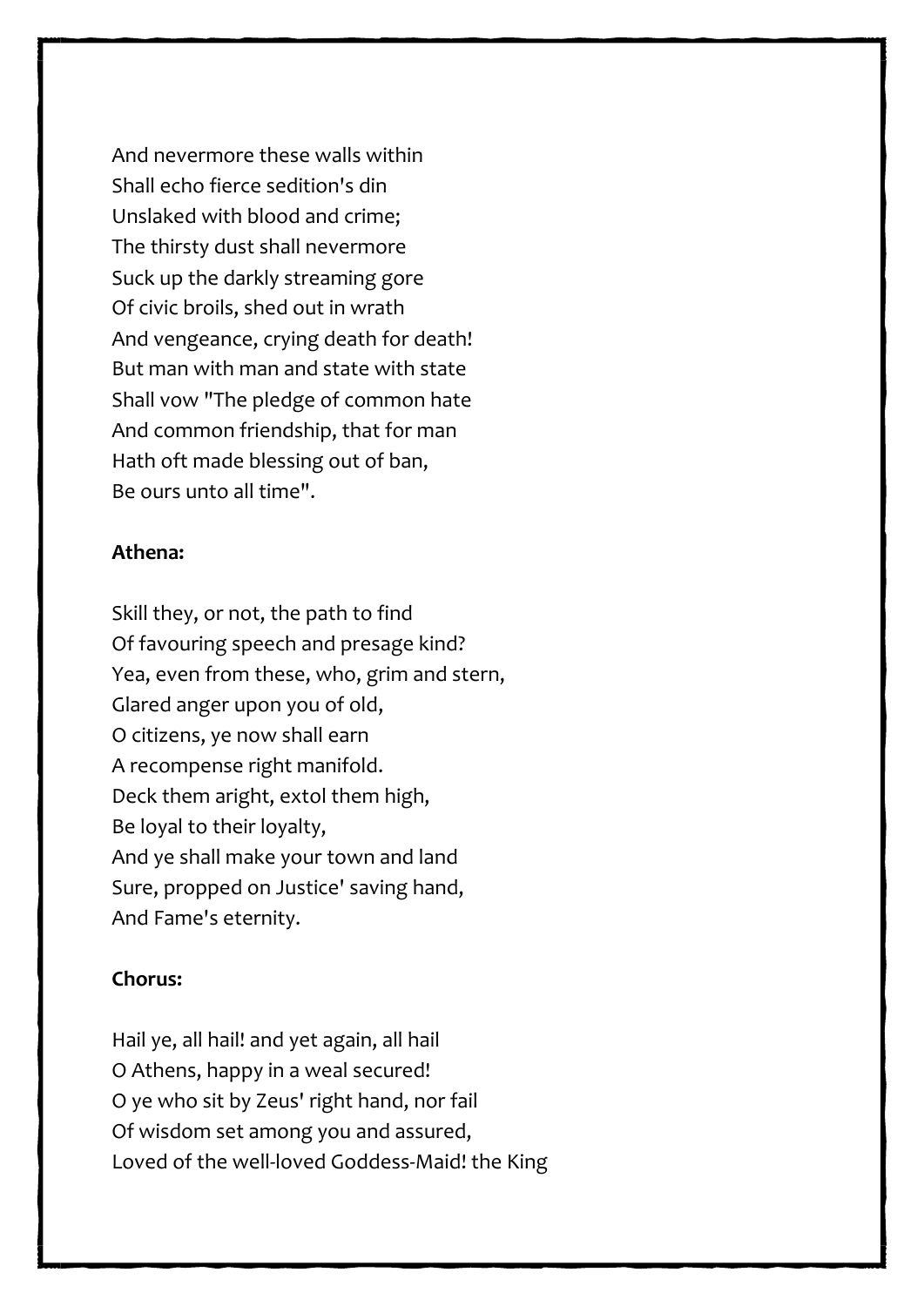And nevermore these walls within
Shall echo fierce sedition's din
Unslaked with blood and crime;
The thirsty dust shall nevermore
Suck up the darkly streaming gore
Of civic broils, shed out in wrath
And vengeance, crying death for death!
But man with man and state with state
Shall vow "The pledge of common hate
And common friendship, that for man
Hath oft made blessing out of ban,
Be ours unto all time".

**Athena:**

Skill they, or not, the path to find
Of favouring speech and presage kind?
Yea, even from these, who, grim and stern,
Glared anger upon you of old,
O citizens, ye now shall earn
A recompense right manifold.
Deck them aright, extol them high,
Be loyal to their loyalty,
And ye shall make your town and land
Sure, propped on Justice' saving hand,
And Fame's eternity.

**Chorus:**

Hail ye, all hail! and yet again, all hail
O Athens, happy in a weal secured!
O ye who sit by Zeus' right hand, nor fail
Of wisdom set among you and assured,
Loved of the well-loved Goddess-Maid! the King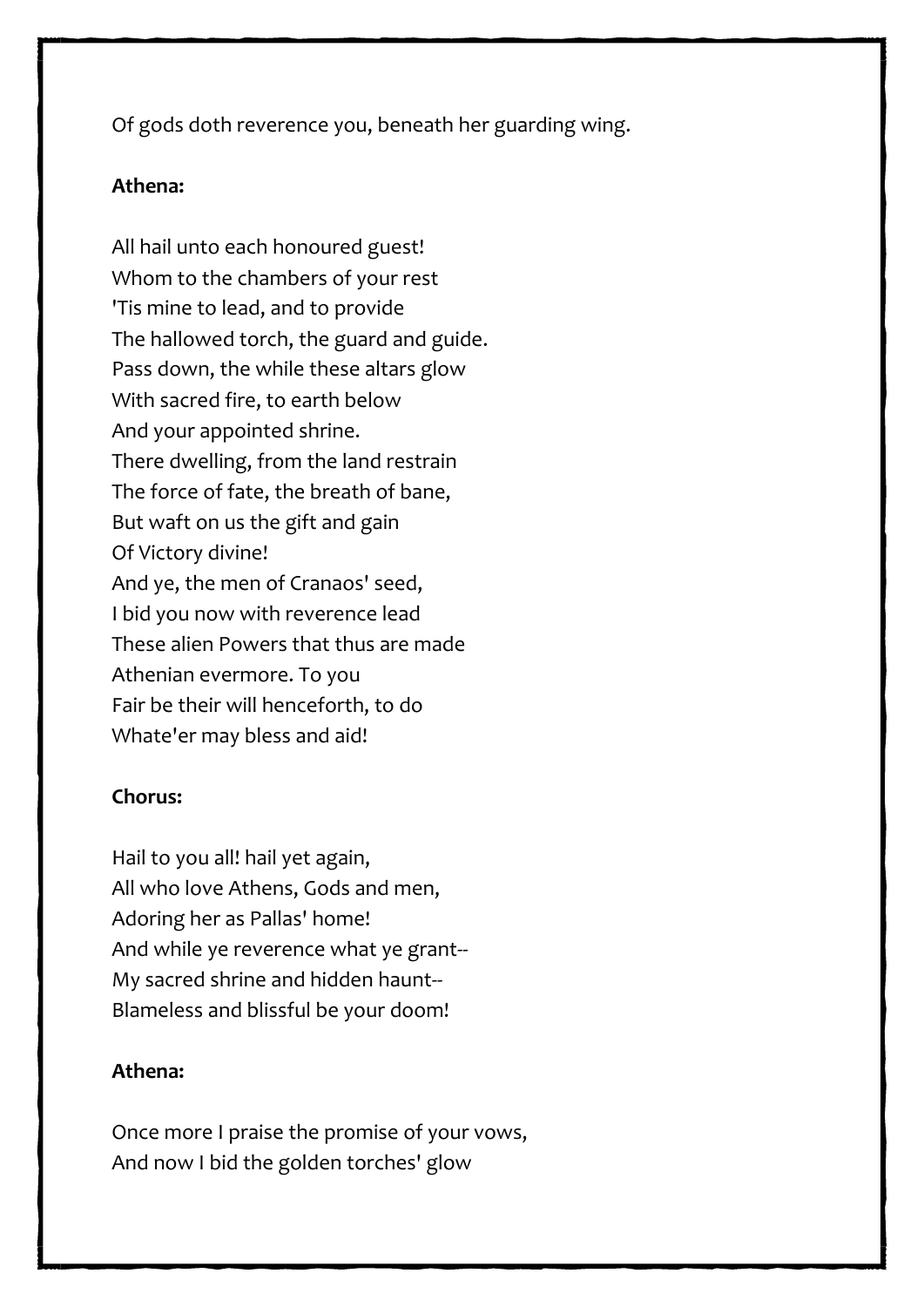Of gods doth reverence you, beneath her guarding wing.

**Athena:**

All hail unto each honoured guest!
Whom to the chambers of your rest
'Tis mine to lead, and to provide
The hallowed torch, the guard and guide.
Pass down, the while these altars glow
With sacred fire, to earth below
And your appointed shrine.
There dwelling, from the land restrain
The force of fate, the breath of bane,
But waft on us the gift and gain
Of Victory divine!
And ye, the men of Cranaos' seed,
I bid you now with reverence lead
These alien Powers that thus are made
Athenian evermore. To you
Fair be their will henceforth, to do
Whate'er may bless and aid!

**Chorus:**

Hail to you all! hail yet again,
All who love Athens, Gods and men,
Adoring her as Pallas' home!
And while ye reverence what ye grant--
My sacred shrine and hidden haunt--
Blameless and blissful be your doom!

**Athena:**

Once more I praise the promise of your vows,
And now I bid the golden torches' glow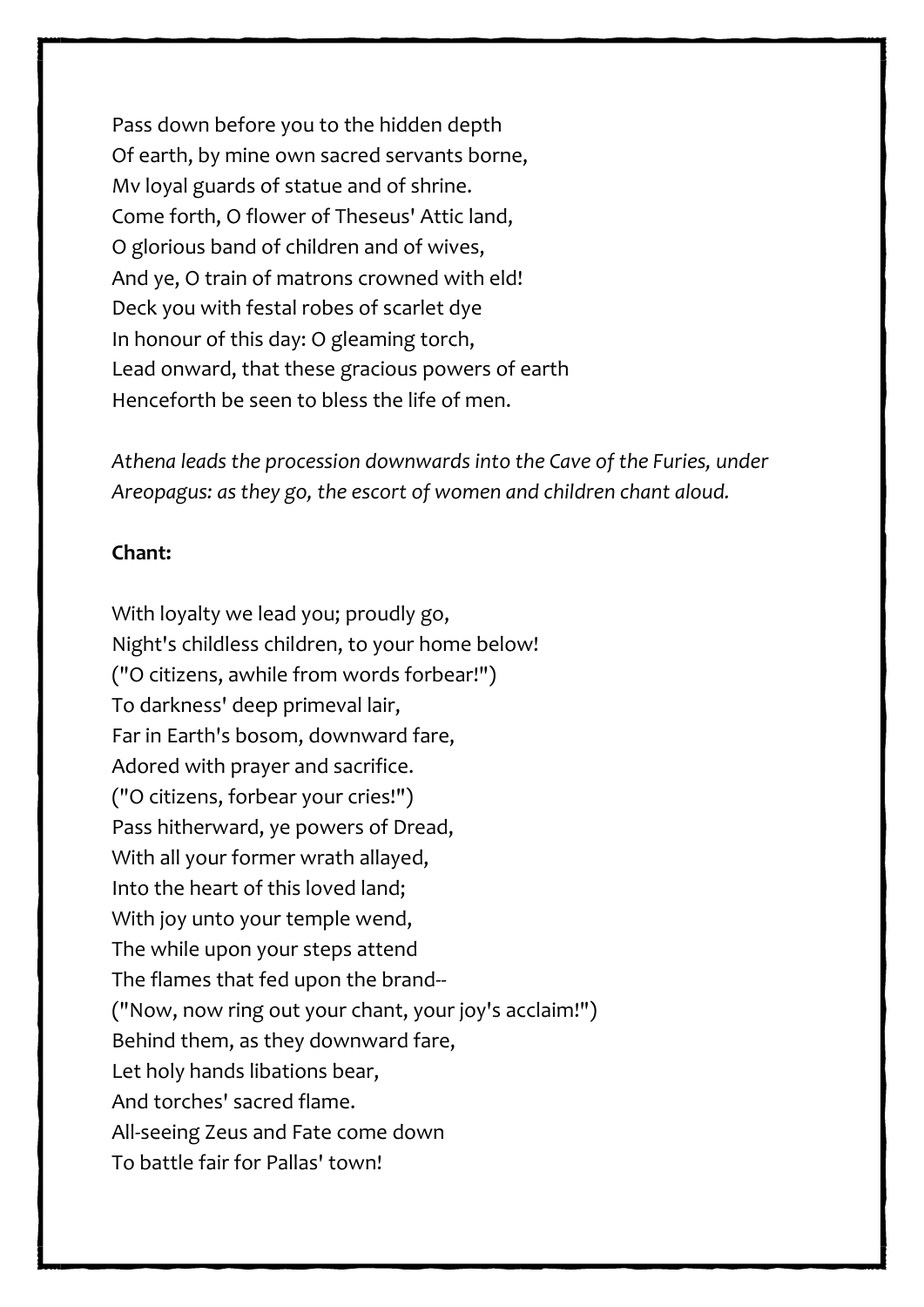Pass down before you to the hidden depth
Of earth, by mine own sacred servants borne,
Mv loyal guards of statue and of shrine.
Come forth, O flower of Theseus' Attic land,
O glorious band of children and of wives,
And ye, O train of matrons crowned with eld!
Deck you with festal robes of scarlet dye
In honour of this day: O gleaming torch,
Lead onward, that these gracious powers of earth
Henceforth be seen to bless the life of men.

*Athena leads the procession downwards into the Cave of the Furies, under Areopagus: as they go, the escort of women and children chant aloud.*

**Chant:**

With loyalty we lead you; proudly go,
Night's childless children, to your home below!
("O citizens, awhile from words forbear!")
To darkness' deep primeval lair,
Far in Earth's bosom, downward fare,
Adored with prayer and sacrifice.
("O citizens, forbear your cries!")
Pass hitherward, ye powers of Dread,
With all your former wrath allayed,
Into the heart of this loved land;
With joy unto your temple wend,
The while upon your steps attend
The flames that fed upon the brand--
("Now, now ring out your chant, your joy's acclaim!")
Behind them, as they downward fare,
Let holy hands libations bear,
And torches' sacred flame.
All-seeing Zeus and Fate come down
To battle fair for Pallas' town!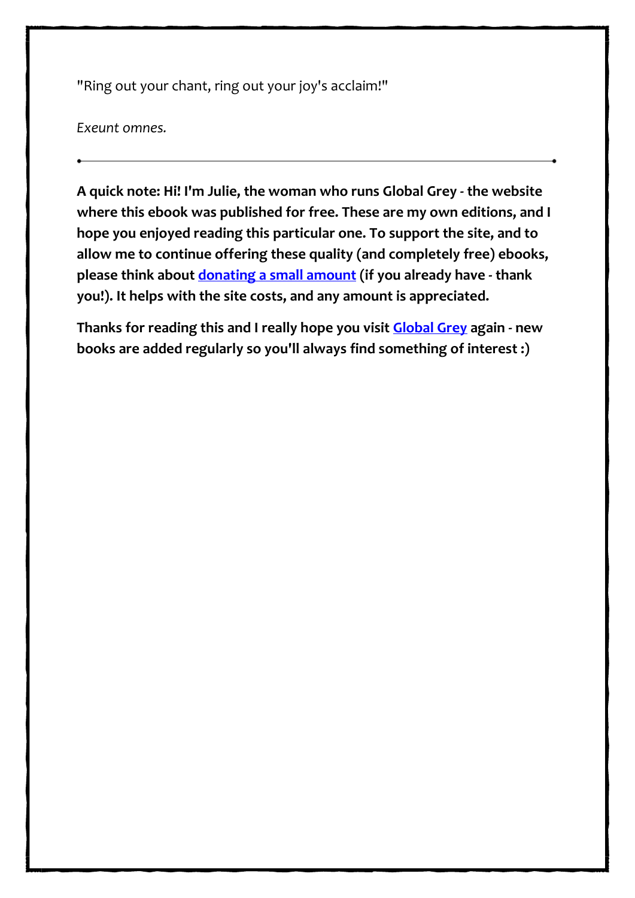"Ring out your chant, ring out your joy's acclaim!"

*Exeunt omnes.*

---

**A quick note: Hi! I'm Julie, the woman who runs Global Grey - the website where this ebook was published for free. These are my own editions, and I hope you enjoyed reading this particular one. To support the site, and to allow me to continue offering these quality (and completely free) ebooks, please think about donating a small amount (if you already have - thank you!). It helps with the site costs, and any amount is appreciated.**

**Thanks for reading this and I really hope you visit Global Grey again - new books are added regularly so you'll always find something of interest :)**